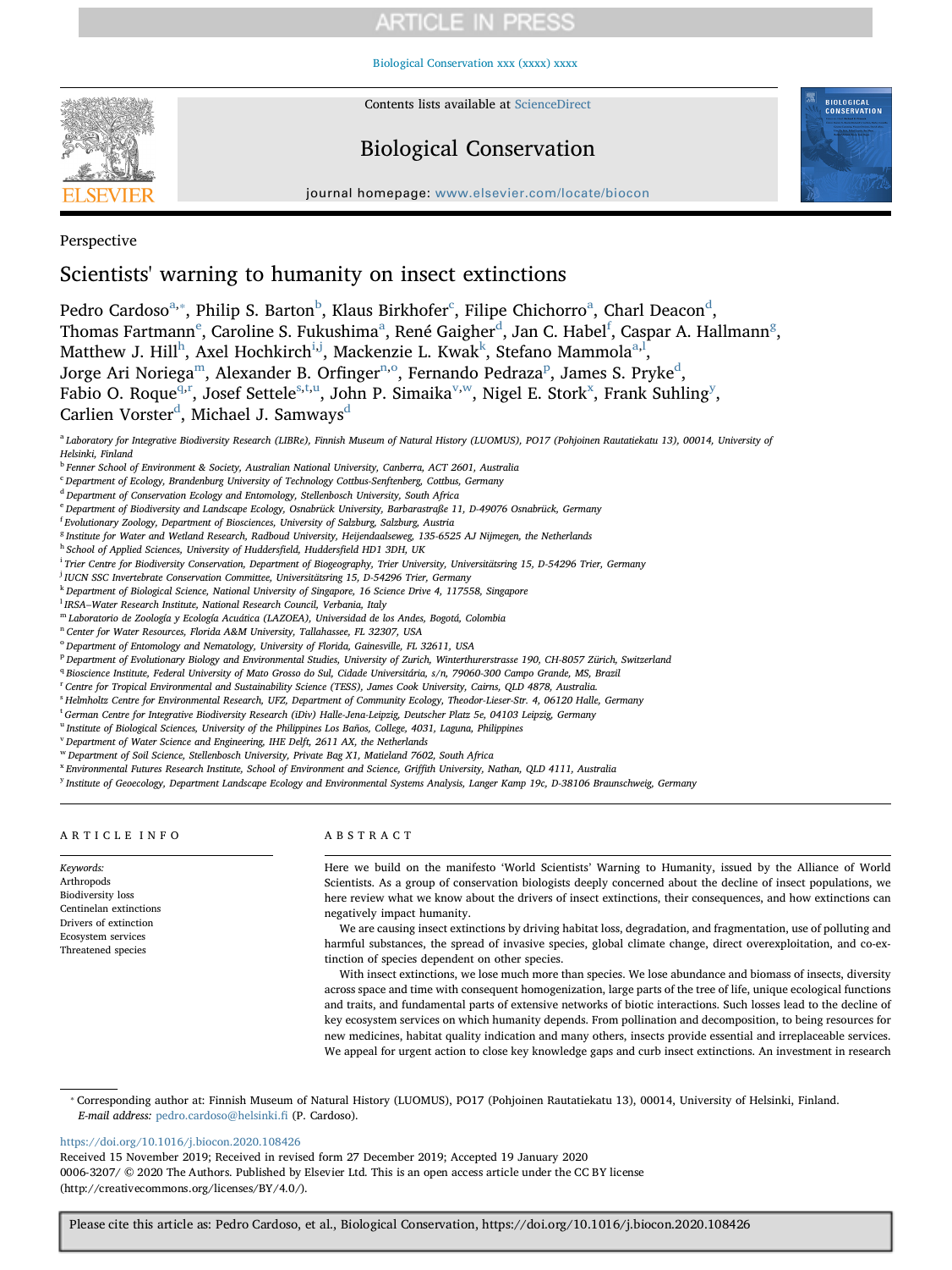Perspective

# Scientists' warning to humanity on insect extinctions

Pedro Cardoso[a,*], Philip S. Barton[b], Klaus Birkhofer[c], Filipe Chichorro[a], Charl Deacon[d], Thomas Fartmann[e], Caroline S. Fukushima[a], René Gaigher[d], Jan C. Habel[f], Caspar A. Hallmann[g], Matthew J. Hill[h], Axel Hochkirch[i,j], Mackenzie L. Kwak[k], Stefano Mammola[a,l], Jorge Ari Noriega[m], Alexander B. Orfinger[n,o], Fernando Pedraza[p], James S. Pryke[d], Fabio O. Roque[q,r], Josef Settele[s,t,u], John P. Simaika[v,w], Nigel E. Stork[x], Frank Suhling[y], Carlien Vorster[d], Michael J. Samways[d]

[a] Laboratory for Integrative Biodiversity Research (LIBRe), Finnish Museum of Natural History (LUOMUS), PO17 (Pohjoinen Rautatiekatu 13), 00014, University of Helsinki, Finland
[b] Fenner School of Environment & Society, Australian National University, Canberra, ACT 2601, Australia
[c] Department of Ecology, Brandenburg University of Technology Cottbus-Senftenberg, Cottbus, Germany
[d] Department of Conservation Ecology and Entomology, Stellenbosch University, South Africa
[e] Department of Biodiversity and Landscape Ecology, Osnabrück University, Barbarastraße 11, D-49076 Osnabrück, Germany
[f] Evolutionary Zoology, Department of Biosciences, University of Salzburg, Salzburg, Austria
[g] Institute for Water and Wetland Research, Radboud University, Heijendaalseweg, 135-6525 AJ Nijmegen, the Netherlands
[h] School of Applied Sciences, University of Huddersfield, Huddersfield HD1 3DH, UK
[i] Trier Centre for Biodiversity Conservation, Department of Biogeography, Trier University, Universitätsring 15, D-54296 Trier, Germany
[j] IUCN SSC Invertebrate Conservation Committee, Universitätsring 15, D-54296 Trier, Germany
[k] Department of Biological Science, National University of Singapore, 16 Science Drive 4, 117558, Singapore
[l] IRSA–Water Research Institute, National Research Council, Verbania, Italy
[m] Laboratorio de Zoología y Ecología Acuática (LAZOEA), Universidad de los Andes, Bogotá, Colombia
[n] Center for Water Resources, Florida A&M University, Tallahassee, FL 32307, USA
[o] Department of Entomology and Nematology, University of Florida, Gainesville, FL 32611, USA
[p] Department of Evolutionary Biology and Environmental Studies, University of Zurich, Winterthurerstrasse 190, CH-8057 Zürich, Switzerland
[q] Bioscience Institute, Federal University of Mato Grosso do Sul, Cidade Universitária, s/n, 79060-300 Campo Grande, MS, Brazil
[r] Centre for Tropical Environmental and Sustainability Science (TESS), James Cook University, Cairns, QLD 4878, Australia.
[s] Helmholtz Centre for Environmental Research, UFZ, Department of Community Ecology, Theodor-Lieser-Str. 4, 06120 Halle, Germany
[t] German Centre for Integrative Biodiversity Research (iDiv) Halle-Jena-Leipzig, Deutscher Platz 5e, 04103 Leipzig, Germany
[u] Institute of Biological Sciences, University of the Philippines Los Baños, College, 4031, Laguna, Philippines
[v] Department of Water Science and Engineering, IHE Delft, 2611 AX, the Netherlands
[w] Department of Soil Science, Stellenbosch University, Private Bag X1, Matieland 7602, South Africa
[x] Environmental Futures Research Institute, School of Environment and Science, Griffith University, Nathan, QLD 4111, Australia
[y] Institute of Geoecology, Department Landscape Ecology and Environmental Systems Analysis, Langer Kamp 19c, D-38106 Braunschweig, Germany

## ARTICLE INFO

*Keywords:*
Arthropods
Biodiversity loss
Centinelan extinctions
Drivers of extinction
Ecosystem services
Threatened species

## ABSTRACT

Here we build on the manifesto 'World Scientists' Warning to Humanity, issued by the Alliance of World Scientists. As a group of conservation biologists deeply concerned about the decline of insect populations, we here review what we know about the drivers of insect extinctions, their consequences, and how extinctions can negatively impact humanity.

We are causing insect extinctions by driving habitat loss, degradation, and fragmentation, use of polluting and harmful substances, the spread of invasive species, global climate change, direct overexploitation, and co-extinction of species dependent on other species.

With insect extinctions, we lose much more than species. We lose abundance and biomass of insects, diversity across space and time with consequent homogenization, large parts of the tree of life, unique ecological functions and traits, and fundamental parts of extensive networks of biotic interactions. Such losses lead to the decline of key ecosystem services on which humanity depends. From pollination and decomposition, to being resources for new medicines, habitat quality indication and many others, insects provide essential and irreplaceable services. We appeal for urgent action to close key knowledge gaps and curb insect extinctions. An investment in research

\* Corresponding author at: Finnish Museum of Natural History (LUOMUS), PO17 (Pohjoinen Rautatiekatu 13), 00014, University of Helsinki, Finland.
*E-mail address:* pedro.cardoso@helsinki.fi (P. Cardoso).

https://doi.org/10.1016/j.biocon.2020.108426
Received 15 November 2019; Received in revised form 27 December 2019; Accepted 19 January 2020
0006-3207/ © 2020 The Authors. Published by Elsevier Ltd. This is an open access article under the CC BY license (http://creativecommons.org/licenses/BY/4.0/).

Please cite this article as: Pedro Cardoso, et al., Biological Conservation, https://doi.org/10.1016/j.biocon.2020.108426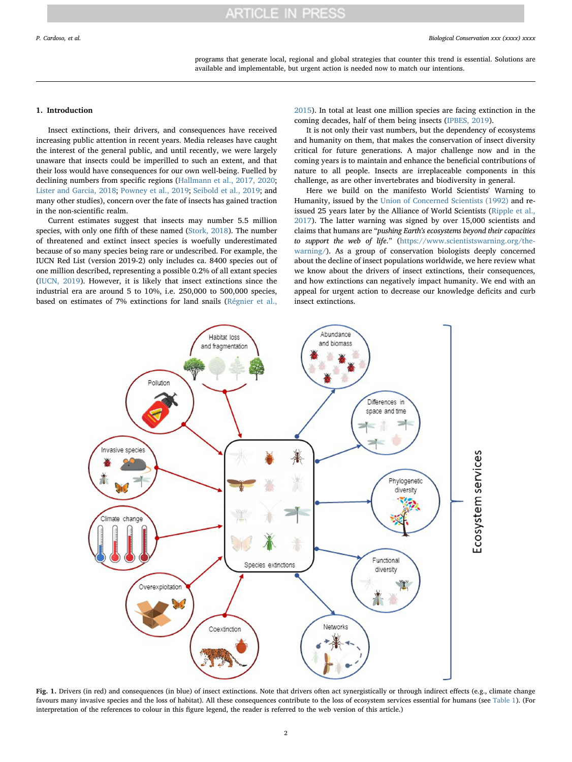programs that generate local, regional and global strategies that counter this trend is essential. Solutions are available and implementable, but urgent action is needed now to match our intentions.

## 1. Introduction

Insect extinctions, their drivers, and consequences have received increasing public attention in recent years. Media releases have caught the interest of the general public, and until recently, we were largely unaware that insects could be imperilled to such an extent, and that their loss would have consequences for our own well-being. Fuelled by declining numbers from specific regions (Hallmann et al., 2017, 2020; Lister and Garcia, 2018; Powney et al., 2019; Seibold et al., 2019; and many other studies), concern over the fate of insects has gained traction in the non-scientific realm.

Current estimates suggest that insects may number 5.5 million species, with only one fifth of these named (Stork, 2018). The number of threatened and extinct insect species is woefully underestimated because of so many species being rare or undescribed. For example, the IUCN Red List (version 2019-2) only includes ca. 8400 species out of one million described, representing a possible 0.2% of all extant species (IUCN, 2019). However, it is likely that insect extinctions since the industrial era are around 5 to 10%, i.e. 250,000 to 500,000 species, based on estimates of 7% extinctions for land snails (Régnier et al., 2015). In total at least one million species are facing extinction in the coming decades, half of them being insects (IPBES, 2019).

It is not only their vast numbers, but the dependency of ecosystems and humanity on them, that makes the conservation of insect diversity critical for future generations. A major challenge now and in the coming years is to maintain and enhance the beneficial contributions of nature to all people. Insects are irreplaceable components in this challenge, as are other invertebrates and biodiversity in general.

Here we build on the manifesto World Scientists' Warning to Humanity, issued by the Union of Concerned Scientists (1992) and re-issued 25 years later by the Alliance of World Scientists (Ripple et al., 2017). The latter warning was signed by over 15,000 scientists and claims that humans are "*pushing Earth's ecosystems beyond their capacities to support the web of life.*" (https://www.scientistswarning.org/the-warning/). As a group of conservation biologists deeply concerned about the decline of insect populations worldwide, we here review what we know about the drivers of insect extinctions, their consequences, and how extinctions can negatively impact humanity. We end with an appeal for urgent action to decrease our knowledge deficits and curb insect extinctions.

**Fig. 1.** Drivers (in red) and consequences (in blue) of insect extinctions. Note that drivers often act synergistically or through indirect effects (e.g., climate change favours many invasive species and the loss of habitat). All these consequences contribute to the loss of ecosystem services essential for humans (see Table 1). (For interpretation of the references to colour in this figure legend, the reader is referred to the web version of this article.)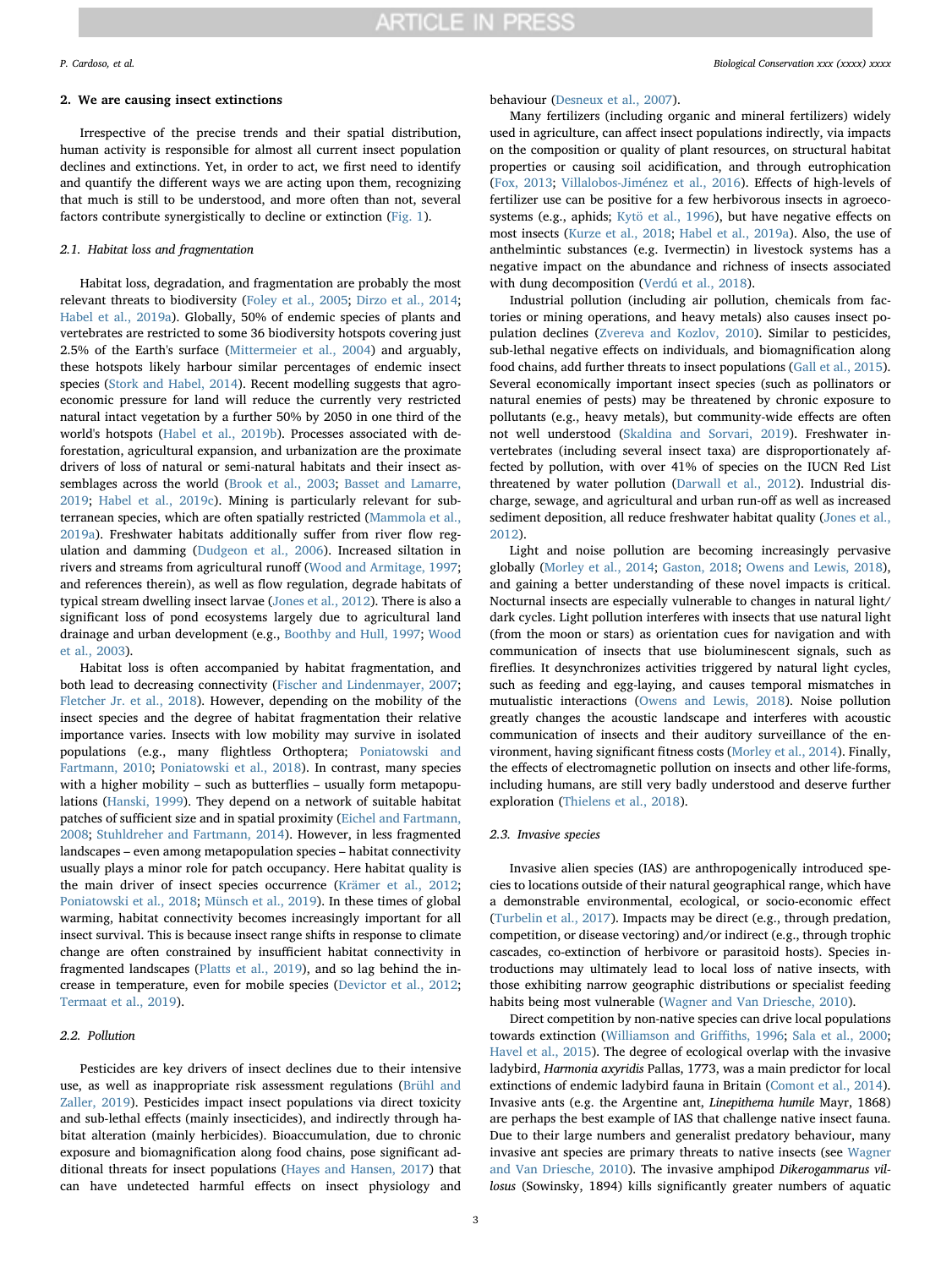## 2. We are causing insect extinctions

Irrespective of the precise trends and their spatial distribution, human activity is responsible for almost all current insect population declines and extinctions. Yet, in order to act, we first need to identify and quantify the different ways we are acting upon them, recognizing that much is still to be understood, and more often than not, several factors contribute synergistically to decline or extinction (Fig. 1).

### 2.1. Habitat loss and fragmentation

Habitat loss, degradation, and fragmentation are probably the most relevant threats to biodiversity (Foley et al., 2005; Dirzo et al., 2014; Habel et al., 2019a). Globally, 50% of endemic species of plants and vertebrates are restricted to some 36 biodiversity hotspots covering just 2.5% of the Earth's surface (Mittermeier et al., 2004) and arguably, these hotspots likely harbour similar percentages of endemic insect species (Stork and Habel, 2014). Recent modelling suggests that agro-economic pressure for land will reduce the currently very restricted natural intact vegetation by a further 50% by 2050 in one third of the world's hotspots (Habel et al., 2019b). Processes associated with deforestation, agricultural expansion, and urbanization are the proximate drivers of loss of natural or semi-natural habitats and their insect assemblages across the world (Brook et al., 2003; Basset and Lamarre, 2019; Habel et al., 2019c). Mining is particularly relevant for subterranean species, which are often spatially restricted (Mammola et al., 2019a). Freshwater habitats additionally suffer from river flow regulation and damming (Dudgeon et al., 2006). Increased siltation in rivers and streams from agricultural runoff (Wood and Armitage, 1997; and references therein), as well as flow regulation, degrade habitats of typical stream dwelling insect larvae (Jones et al., 2012). There is also a significant loss of pond ecosystems largely due to agricultural land drainage and urban development (e.g., Boothby and Hull, 1997; Wood et al., 2003).

Habitat loss is often accompanied by habitat fragmentation, and both lead to decreasing connectivity (Fischer and Lindenmayer, 2007; Fletcher Jr. et al., 2018). However, depending on the mobility of the insect species and the degree of habitat fragmentation their relative importance varies. Insects with low mobility may survive in isolated populations (e.g., many flightless Orthoptera; Poniatowski and Fartmann, 2010; Poniatowski et al., 2018). In contrast, many species with a higher mobility – such as butterflies – usually form metapopulations (Hanski, 1999). They depend on a network of suitable habitat patches of sufficient size and in spatial proximity (Eichel and Fartmann, 2008; Stuhldreher and Fartmann, 2014). However, in less fragmented landscapes – even among metapopulation species – habitat connectivity usually plays a minor role for patch occupancy. Here habitat quality is the main driver of insect species occurrence (Krämer et al., 2012; Poniatowski et al., 2018; Münsch et al., 2019). In these times of global warming, habitat connectivity becomes increasingly important for all insect survival. This is because insect range shifts in response to climate change are often constrained by insufficient habitat connectivity in fragmented landscapes (Platts et al., 2019), and so lag behind the increase in temperature, even for mobile species (Devictor et al., 2012; Termaat et al., 2019).

### 2.2. Pollution

Pesticides are key drivers of insect declines due to their intensive use, as well as inappropriate risk assessment regulations (Brühl and Zaller, 2019). Pesticides impact insect populations via direct toxicity and sub-lethal effects (mainly insecticides), and indirectly through habitat alteration (mainly herbicides). Bioaccumulation, due to chronic exposure and biomagnification along food chains, pose significant additional threats for insect populations (Hayes and Hansen, 2017) that can have undetected harmful effects on insect physiology and behaviour (Desneux et al., 2007).

Many fertilizers (including organic and mineral fertilizers) widely used in agriculture, can affect insect populations indirectly, via impacts on the composition or quality of plant resources, on structural habitat properties or causing soil acidification, and through eutrophication (Fox, 2013; Villalobos-Jiménez et al., 2016). Effects of high-levels of fertilizer use can be positive for a few herbivorous insects in agroecosystems (e.g., aphids; Kytö et al., 1996), but have negative effects on most insects (Kurze et al., 2018; Habel et al., 2019a). Also, the use of anthelmintic substances (e.g. Ivermectin) in livestock systems has a negative impact on the abundance and richness of insects associated with dung decomposition (Verdú et al., 2018).

Industrial pollution (including air pollution, chemicals from factories or mining operations, and heavy metals) also causes insect population declines (Zvereva and Kozlov, 2010). Similar to pesticides, sub-lethal negative effects on individuals, and biomagnification along food chains, add further threats to insect populations (Gall et al., 2015). Several economically important insect species (such as pollinators or natural enemies of pests) may be threatened by chronic exposure to pollutants (e.g., heavy metals), but community-wide effects are often not well understood (Skaldina and Sorvari, 2019). Freshwater invertebrates (including several insect taxa) are disproportionately affected by pollution, with over 41% of species on the IUCN Red List threatened by water pollution (Darwall et al., 2012). Industrial discharge, sewage, and agricultural and urban run-off as well as increased sediment deposition, all reduce freshwater habitat quality (Jones et al., 2012).

Light and noise pollution are becoming increasingly pervasive globally (Morley et al., 2014; Gaston, 2018; Owens and Lewis, 2018), and gaining a better understanding of these novel impacts is critical. Nocturnal insects are especially vulnerable to changes in natural light/dark cycles. Light pollution interferes with insects that use natural light (from the moon or stars) as orientation cues for navigation and with communication of insects that use bioluminescent signals, such as fireflies. It desynchronizes activities triggered by natural light cycles, such as feeding and egg-laying, and causes temporal mismatches in mutualistic interactions (Owens and Lewis, 2018). Noise pollution greatly changes the acoustic landscape and interferes with acoustic communication of insects and their auditory surveillance of the environment, having significant fitness costs (Morley et al., 2014). Finally, the effects of electromagnetic pollution on insects and other life-forms, including humans, are still very badly understood and deserve further exploration (Thielens et al., 2018).

### 2.3. Invasive species

Invasive alien species (IAS) are anthropogenically introduced species to locations outside of their natural geographical range, which have a demonstrable environmental, ecological, or socio-economic effect (Turbelin et al., 2017). Impacts may be direct (e.g., through predation, competition, or disease vectoring) and/or indirect (e.g., through trophic cascades, co-extinction of herbivore or parasitoid hosts). Species introductions may ultimately lead to local loss of native insects, with those exhibiting narrow geographic distributions or specialist feeding habits being most vulnerable (Wagner and Van Driesche, 2010).

Direct competition by non-native species can drive local populations towards extinction (Williamson and Griffiths, 1996; Sala et al., 2000; Havel et al., 2015). The degree of ecological overlap with the invasive ladybird, *Harmonia axyridis* Pallas, 1773, was a main predictor for local extinctions of endemic ladybird fauna in Britain (Comont et al., 2014). Invasive ants (e.g. the Argentine ant, *Linepithema humile* Mayr, 1868) are perhaps the best example of IAS that challenge native insect fauna. Due to their large numbers and generalist predatory behaviour, many invasive ant species are primary threats to native insects (see Wagner and Van Driesche, 2010). The invasive amphipod *Dikerogammarus villosus* (Sowinsky, 1894) kills significantly greater numbers of aquatic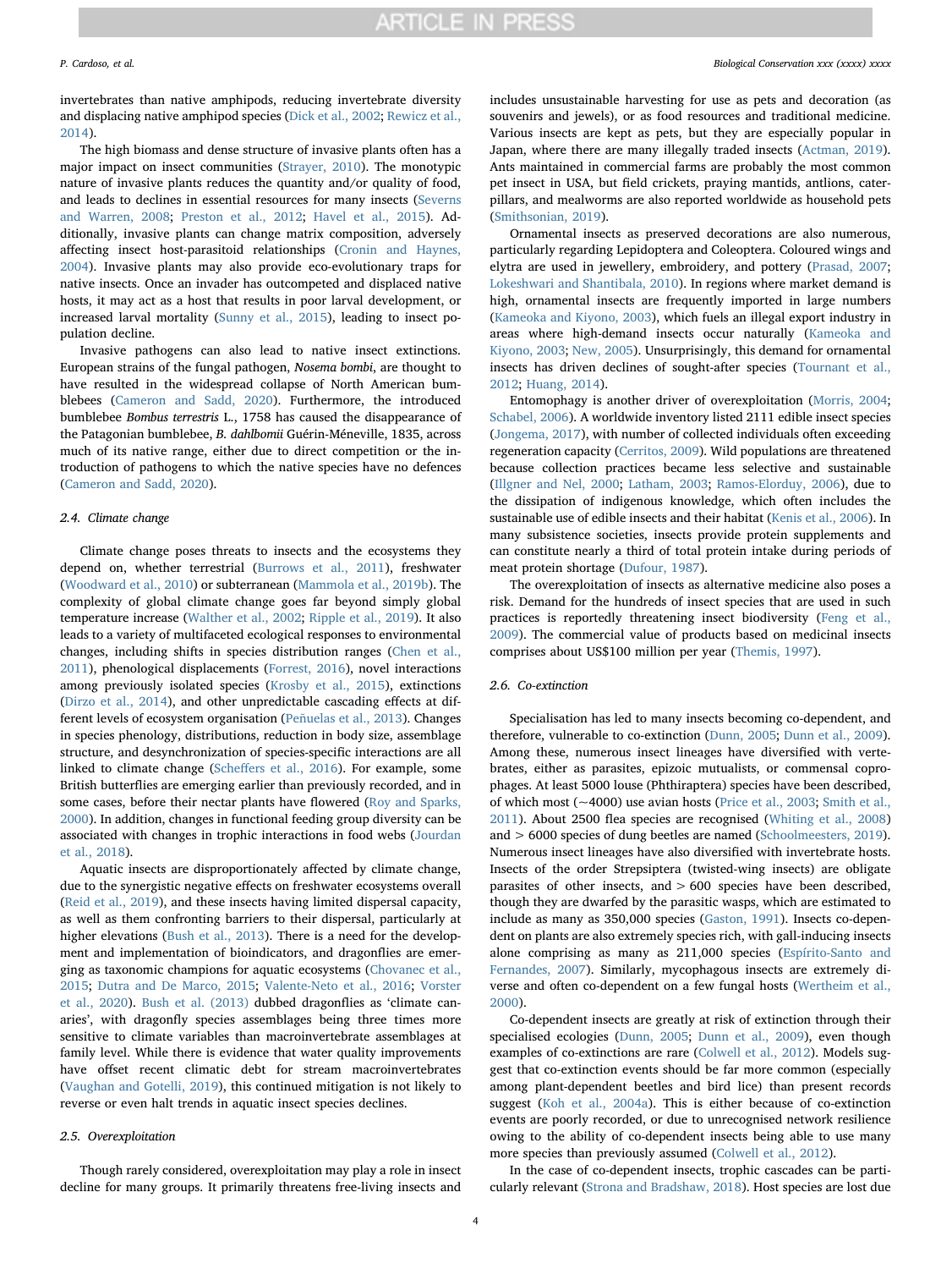invertebrates than native amphipods, reducing invertebrate diversity and displacing native amphipod species (Dick et al., 2002; Rewicz et al., 2014).

The high biomass and dense structure of invasive plants often has a major impact on insect communities (Strayer, 2010). The monotypic nature of invasive plants reduces the quantity and/or quality of food, and leads to declines in essential resources for many insects (Severns and Warren, 2008; Preston et al., 2012; Havel et al., 2015). Additionally, invasive plants can change matrix composition, adversely affecting insect host-parasitoid relationships (Cronin and Haynes, 2004). Invasive plants may also provide eco-evolutionary traps for native insects. Once an invader has outcompeted and displaced native hosts, it may act as a host that results in poor larval development, or increased larval mortality (Sunny et al., 2015), leading to insect population decline.

Invasive pathogens can also lead to native insect extinctions. European strains of the fungal pathogen, *Nosema bombi*, are thought to have resulted in the widespread collapse of North American bumblebees (Cameron and Sadd, 2020). Furthermore, the introduced bumblebee *Bombus terrestris* L., 1758 has caused the disappearance of the Patagonian bumblebee, *B. dahlbomii* Guérin-Méneville, 1835, across much of its native range, either due to direct competition or the introduction of pathogens to which the native species have no defences (Cameron and Sadd, 2020).

### 2.4. Climate change

Climate change poses threats to insects and the ecosystems they depend on, whether terrestrial (Burrows et al., 2011), freshwater (Woodward et al., 2010) or subterranean (Mammola et al., 2019b). The complexity of global climate change goes far beyond simply global temperature increase (Walther et al., 2002; Ripple et al., 2019). It also leads to a variety of multifaceted ecological responses to environmental changes, including shifts in species distribution ranges (Chen et al., 2011), phenological displacements (Forrest, 2016), novel interactions among previously isolated species (Krosby et al., 2015), extinctions (Dirzo et al., 2014), and other unpredictable cascading effects at different levels of ecosystem organisation (Peñuelas et al., 2013). Changes in species phenology, distributions, reduction in body size, assemblage structure, and desynchronization of species-specific interactions are all linked to climate change (Scheffers et al., 2016). For example, some British butterflies are emerging earlier than previously recorded, and in some cases, before their nectar plants have flowered (Roy and Sparks, 2000). In addition, changes in functional feeding group diversity can be associated with changes in trophic interactions in food webs (Jourdan et al., 2018).

Aquatic insects are disproportionately affected by climate change, due to the synergistic negative effects on freshwater ecosystems overall (Reid et al., 2019), and these insects having limited dispersal capacity, as well as them confronting barriers to their dispersal, particularly at higher elevations (Bush et al., 2013). There is a need for the development and implementation of bioindicators, and dragonflies are emerging as taxonomic champions for aquatic ecosystems (Chovanec et al., 2015; Dutra and De Marco, 2015; Valente-Neto et al., 2016; Vorster et al., 2020). Bush et al. (2013) dubbed dragonflies as 'climate canaries', with dragonfly species assemblages being three times more sensitive to climate variables than macroinvertebrate assemblages at family level. While there is evidence that water quality improvements have offset recent climatic debt for stream macroinvertebrates (Vaughan and Gotelli, 2019), this continued mitigation is not likely to reverse or even halt trends in aquatic insect species declines.

### 2.5. Overexploitation

Though rarely considered, overexploitation may play a role in insect decline for many groups. It primarily threatens free-living insects and includes unsustainable harvesting for use as pets and decoration (as souvenirs and jewels), or as food resources and traditional medicine. Various insects are kept as pets, but they are especially popular in Japan, where there are many illegally traded insects (Actman, 2019). Ants maintained in commercial farms are probably the most common pet insect in USA, but field crickets, praying mantids, antlions, caterpillars, and mealworms are also reported worldwide as household pets (Smithsonian, 2019).

Ornamental insects as preserved decorations are also numerous, particularly regarding Lepidoptera and Coleoptera. Coloured wings and elytra are used in jewellery, embroidery, and pottery (Prasad, 2007; Lokeshwari and Shantibala, 2010). In regions where market demand is high, ornamental insects are frequently imported in large numbers (Kameoka and Kiyono, 2003), which fuels an illegal export industry in areas where high-demand insects occur naturally (Kameoka and Kiyono, 2003; New, 2005). Unsurprisingly, this demand for ornamental insects has driven declines of sought-after species (Tournant et al., 2012; Huang, 2014).

Entomophagy is another driver of overexploitation (Morris, 2004; Schabel, 2006). A worldwide inventory listed 2111 edible insect species (Jongema, 2017), with number of collected individuals often exceeding regeneration capacity (Cerritos, 2009). Wild populations are threatened because collection practices became less selective and sustainable (Illgner and Nel, 2000; Latham, 2003; Ramos-Elorduy, 2006), due to the dissipation of indigenous knowledge, which often includes the sustainable use of edible insects and their habitat (Kenis et al., 2006). In many subsistence societies, insects provide protein supplements and can constitute nearly a third of total protein intake during periods of meat protein shortage (Dufour, 1987).

The overexploitation of insects as alternative medicine also poses a risk. Demand for the hundreds of insect species that are used in such practices is reportedly threatening insect biodiversity (Feng et al., 2009). The commercial value of products based on medicinal insects comprises about US$100 million per year (Themis, 1997).

### 2.6. Co-extinction

Specialisation has led to many insects becoming co-dependent, and therefore, vulnerable to co-extinction (Dunn, 2005; Dunn et al., 2009). Among these, numerous insect lineages have diversified with vertebrates, either as parasites, epizoic mutualists, or commensal coprophages. At least 5000 louse (Phthiraptera) species have been described, of which most (~4000) use avian hosts (Price et al., 2003; Smith et al., 2011). About 2500 flea species are recognised (Whiting et al., 2008) and > 6000 species of dung beetles are named (Schoolmeesters, 2019). Numerous insect lineages have also diversified with invertebrate hosts. Insects of the order Strepsiptera (twisted-wing insects) are obligate parasites of other insects, and > 600 species have been described, though they are dwarfed by the parasitic wasps, which are estimated to include as many as 350,000 species (Gaston, 1991). Insects co-dependent on plants are also extremely species rich, with gall-inducing insects alone comprising as many as 211,000 species (Espírito-Santo and Fernandes, 2007). Similarly, mycophagous insects are extremely diverse and often co-dependent on a few fungal hosts (Wertheim et al., 2000).

Co-dependent insects are greatly at risk of extinction through their specialised ecologies (Dunn, 2005; Dunn et al., 2009), even though examples of co-extinctions are rare (Colwell et al., 2012). Models suggest that co-extinction events should be far more common (especially among plant-dependent beetles and bird lice) than present records suggest (Koh et al., 2004a). This is either because of co-extinction events are poorly recorded, or due to unrecognised network resilience owing to the ability of co-dependent insects being able to use many more species than previously assumed (Colwell et al., 2012).

In the case of co-dependent insects, trophic cascades can be particularly relevant (Strona and Bradshaw, 2018). Host species are lost due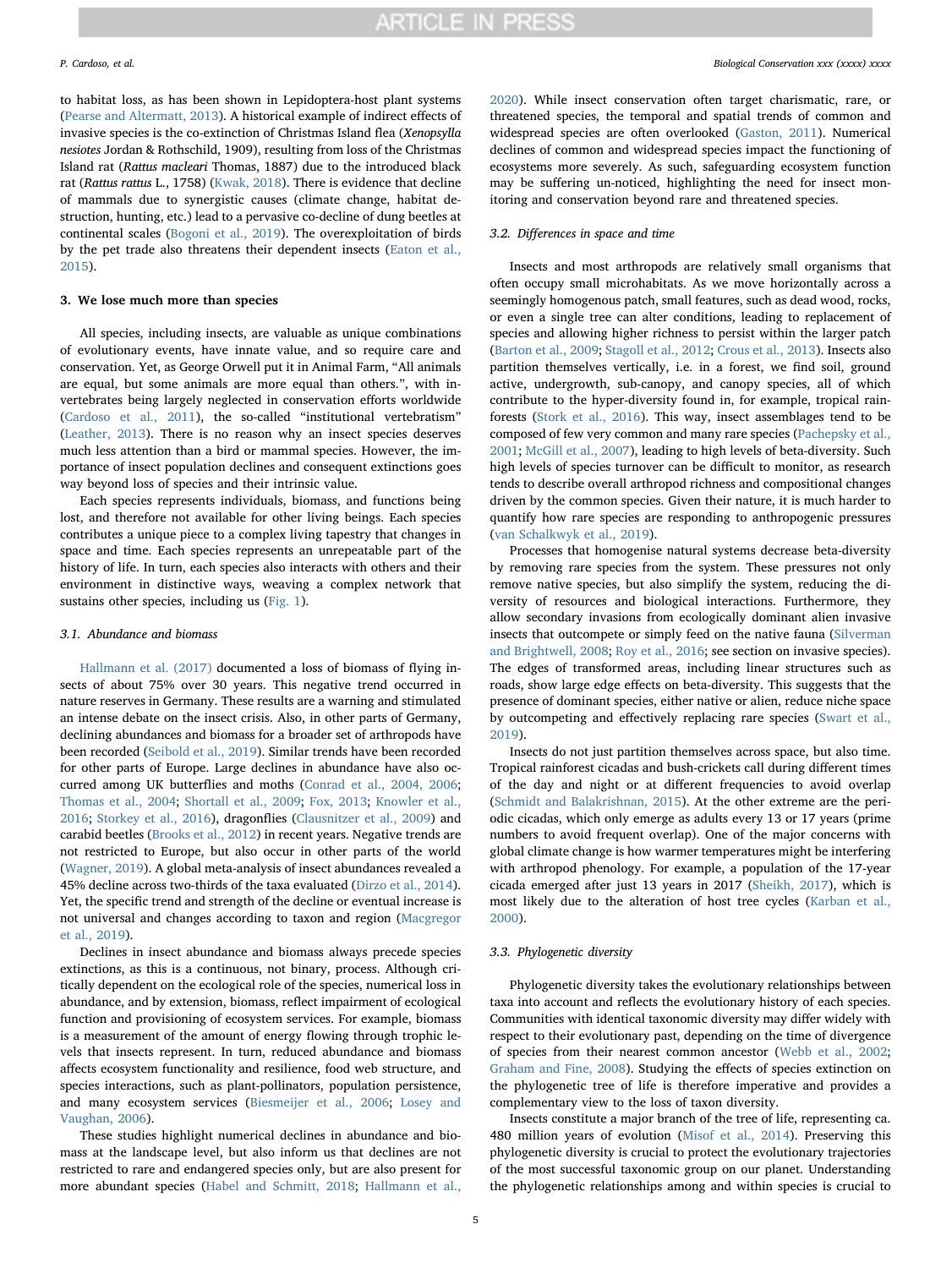to habitat loss, as has been shown in Lepidoptera-host plant systems (Pearse and Altermatt, 2013). A historical example of indirect effects of invasive species is the co-extinction of Christmas Island flea (*Xenopsylla nesiotes* Jordan & Rothschild, 1909), resulting from loss of the Christmas Island rat (*Rattus macleari* Thomas, 1887) due to the introduced black rat (*Rattus rattus* L., 1758) (Kwak, 2018). There is evidence that decline of mammals due to synergistic causes (climate change, habitat destruction, hunting, etc.) lead to a pervasive co-decline of dung beetles at continental scales (Bogoni et al., 2019). The overexploitation of birds by the pet trade also threatens their dependent insects (Eaton et al., 2015).

## 3. We lose much more than species

All species, including insects, are valuable as unique combinations of evolutionary events, have innate value, and so require care and conservation. Yet, as George Orwell put it in Animal Farm, "All animals are equal, but some animals are more equal than others.", with invertebrates being largely neglected in conservation efforts worldwide (Cardoso et al., 2011), the so-called "institutional vertebratism" (Leather, 2013). There is no reason why an insect species deserves much less attention than a bird or mammal species. However, the importance of insect population declines and consequent extinctions goes way beyond loss of species and their intrinsic value.

Each species represents individuals, biomass, and functions being lost, and therefore not available for other living beings. Each species contributes a unique piece to a complex living tapestry that changes in space and time. Each species represents an unrepeatable part of the history of life. In turn, each species also interacts with others and their environment in distinctive ways, weaving a complex network that sustains other species, including us (Fig. 1).

### 3.1. Abundance and biomass

Hallmann et al. (2017) documented a loss of biomass of flying insects of about 75% over 30 years. This negative trend occurred in nature reserves in Germany. These results are a warning and stimulated an intense debate on the insect crisis. Also, in other parts of Germany, declining abundances and biomass for a broader set of arthropods have been recorded (Seibold et al., 2019). Similar trends have been recorded for other parts of Europe. Large declines in abundance have also occurred among UK butterflies and moths (Conrad et al., 2004, 2006; Thomas et al., 2004; Shortall et al., 2009; Fox, 2013; Knowler et al., 2016; Storkey et al., 2016), dragonflies (Clausnitzer et al., 2009) and carabid beetles (Brooks et al., 2012) in recent years. Negative trends are not restricted to Europe, but also occur in other parts of the world (Wagner, 2019). A global meta-analysis of insect abundances revealed a 45% decline across two-thirds of the taxa evaluated (Dirzo et al., 2014). Yet, the specific trend and strength of the decline or eventual increase is not universal and changes according to taxon and region (Macgregor et al., 2019).

Declines in insect abundance and biomass always precede species extinctions, as this is a continuous, not binary, process. Although critically dependent on the ecological role of the species, numerical loss in abundance, and by extension, biomass, reflect impairment of ecological function and provisioning of ecosystem services. For example, biomass is a measurement of the amount of energy flowing through trophic levels that insects represent. In turn, reduced abundance and biomass affects ecosystem functionality and resilience, food web structure, and species interactions, such as plant-pollinators, population persistence, and many ecosystem services (Biesmeijer et al., 2006; Losey and Vaughan, 2006).

These studies highlight numerical declines in abundance and biomass at the landscape level, but also inform us that declines are not restricted to rare and endangered species only, but are also present for more abundant species (Habel and Schmitt, 2018; Hallmann et al., 2020). While insect conservation often target charismatic, rare, or threatened species, the temporal and spatial trends of common and widespread species are often overlooked (Gaston, 2011). Numerical declines of common and widespread species impact the functioning of ecosystems more severely. As such, safeguarding ecosystem function may be suffering un-noticed, highlighting the need for insect monitoring and conservation beyond rare and threatened species.

### 3.2. Differences in space and time

Insects and most arthropods are relatively small organisms that often occupy small microhabitats. As we move horizontally across a seemingly homogenous patch, small features, such as dead wood, rocks, or even a single tree can alter conditions, leading to replacement of species and allowing higher richness to persist within the larger patch (Barton et al., 2009; Stagoll et al., 2012; Crous et al., 2013). Insects also partition themselves vertically, i.e. in a forest, we find soil, ground active, undergrowth, sub-canopy, and canopy species, all of which contribute to the hyper-diversity found in, for example, tropical rainforests (Stork et al., 2016). This way, insect assemblages tend to be composed of few very common and many rare species (Pachepsky et al., 2001; McGill et al., 2007), leading to high levels of beta-diversity. Such high levels of species turnover can be difficult to monitor, as research tends to describe overall arthropod richness and compositional changes driven by the common species. Given their nature, it is much harder to quantify how rare species are responding to anthropogenic pressures (van Schalkwyk et al., 2019).

Processes that homogenise natural systems decrease beta-diversity by removing rare species from the system. These pressures not only remove native species, but also simplify the system, reducing the diversity of resources and biological interactions. Furthermore, they allow secondary invasions from ecologically dominant alien invasive insects that outcompete or simply feed on the native fauna (Silverman and Brightwell, 2008; Roy et al., 2016; see section on invasive species). The edges of transformed areas, including linear structures such as roads, show large edge effects on beta-diversity. This suggests that the presence of dominant species, either native or alien, reduce niche space by outcompeting and effectively replacing rare species (Swart et al., 2019).

Insects do not just partition themselves across space, but also time. Tropical rainforest cicadas and bush-crickets call during different times of the day and night or at different frequencies to avoid overlap (Schmidt and Balakrishnan, 2015). At the other extreme are the periodic cicadas, which only emerge as adults every 13 or 17 years (prime numbers to avoid frequent overlap). One of the major concerns with global climate change is how warmer temperatures might be interfering with arthropod phenology. For example, a population of the 17-year cicada emerged after just 13 years in 2017 (Sheikh, 2017), which is most likely due to the alteration of host tree cycles (Karban et al., 2000).

### 3.3. Phylogenetic diversity

Phylogenetic diversity takes the evolutionary relationships between taxa into account and reflects the evolutionary history of each species. Communities with identical taxonomic diversity may differ widely with respect to their evolutionary past, depending on the time of divergence of species from their nearest common ancestor (Webb et al., 2002; Graham and Fine, 2008). Studying the effects of species extinction on the phylogenetic tree of life is therefore imperative and provides a complementary view to the loss of taxon diversity.

Insects constitute a major branch of the tree of life, representing ca. 480 million years of evolution (Misof et al., 2014). Preserving this phylogenetic diversity is crucial to protect the evolutionary trajectories of the most successful taxonomic group on our planet. Understanding the phylogenetic relationships among and within species is crucial to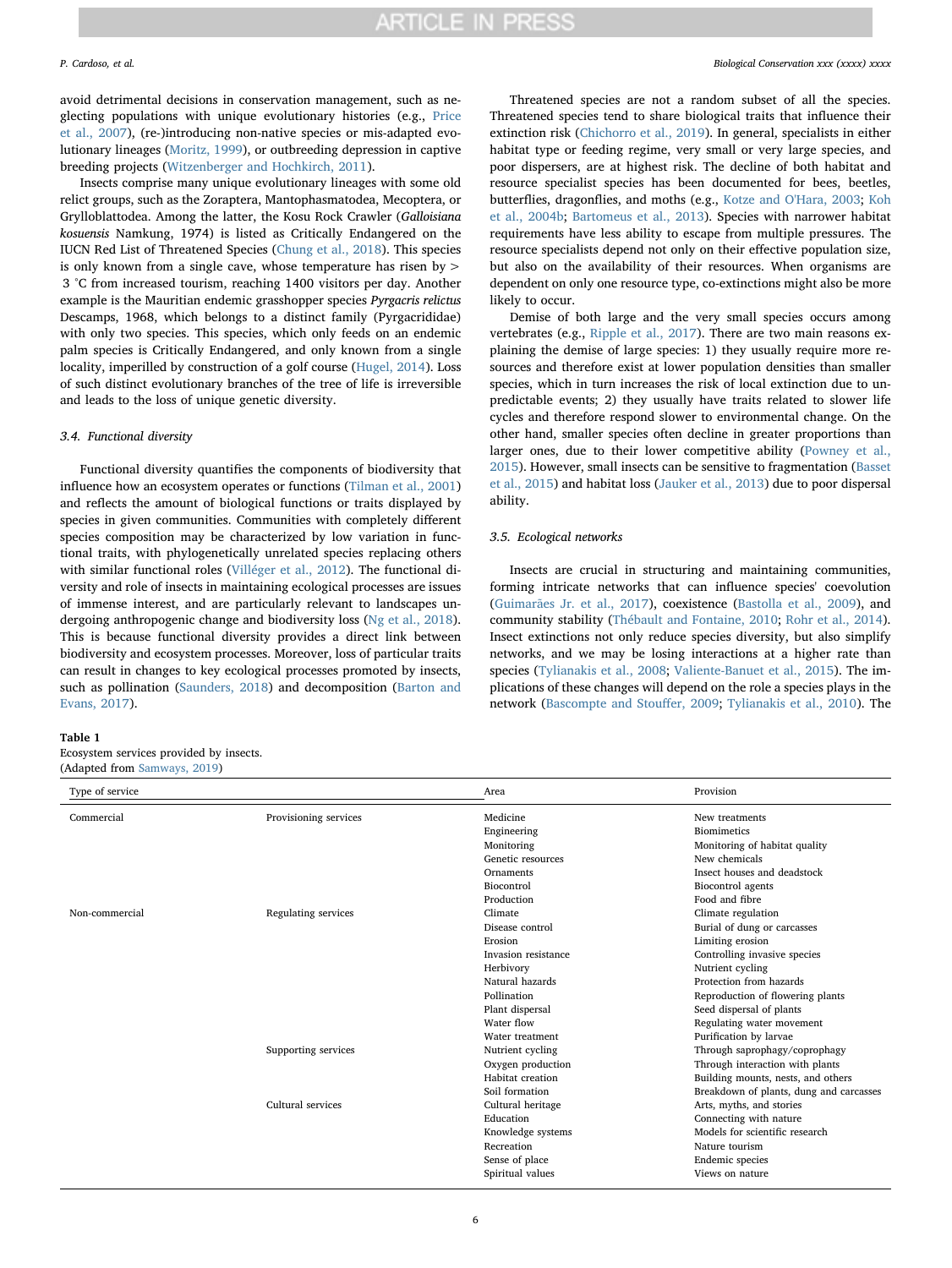avoid detrimental decisions in conservation management, such as neglecting populations with unique evolutionary histories (e.g., Price et al., 2007), (re-)introducing non-native species or mis-adapted evolutionary lineages (Moritz, 1999), or outbreeding depression in captive breeding projects (Witzenberger and Hochkirch, 2011).

Insects comprise many unique evolutionary lineages with some old relict groups, such as the Zoraptera, Mantophasmatodea, Mecoptera, or Grylloblattodea. Among the latter, the Kosu Rock Crawler (*Galloisiana kosuensis* Namkung, 1974) is listed as Critically Endangered on the IUCN Red List of Threatened Species (Chung et al., 2018). This species is only known from a single cave, whose temperature has risen by > 3 °C from increased tourism, reaching 1400 visitors per day. Another example is the Mauritian endemic grasshopper species *Pyrgacris relictus* Descamps, 1968, which belongs to a distinct family (Pyrgacrididae) with only two species. This species, which only feeds on an endemic palm species is Critically Endangered, and only known from a single locality, imperilled by construction of a golf course (Hugel, 2014). Loss of such distinct evolutionary branches of the tree of life is irreversible and leads to the loss of unique genetic diversity.

### 3.4. Functional diversity

Functional diversity quantifies the components of biodiversity that influence how an ecosystem operates or functions (Tilman et al., 2001) and reflects the amount of biological functions or traits displayed by species in given communities. Communities with completely different species composition may be characterized by low variation in functional traits, with phylogenetically unrelated species replacing others with similar functional roles (Villéger et al., 2012). The functional diversity and role of insects in maintaining ecological processes are issues of immense interest, and are particularly relevant to landscapes undergoing anthropogenic change and biodiversity loss (Ng et al., 2018). This is because functional diversity provides a direct link between biodiversity and ecosystem processes. Moreover, loss of particular traits can result in changes to key ecological processes promoted by insects, such as pollination (Saunders, 2018) and decomposition (Barton and Evans, 2017).

Threatened species are not a random subset of all the species. Threatened species tend to share biological traits that influence their extinction risk (Chichorro et al., 2019). In general, specialists in either habitat type or feeding regime, very small or very large species, and poor dispersers, are at highest risk. The decline of both habitat and resource specialist species has been documented for bees, beetles, butterflies, dragonflies, and moths (e.g., Kotze and O'Hara, 2003; Koh et al., 2004b; Bartomeus et al., 2013). Species with narrower habitat requirements have less ability to escape from multiple pressures. The resource specialists depend not only on their effective population size, but also on the availability of their resources. When organisms are dependent on only one resource type, co-extinctions might also be more likely to occur.

Demise of both large and the very small species occurs among vertebrates (e.g., Ripple et al., 2017). There are two main reasons explaining the demise of large species: 1) they usually require more resources and therefore exist at lower population densities than smaller species, which in turn increases the risk of local extinction due to unpredictable events; 2) they usually have traits related to slower life cycles and therefore respond slower to environmental change. On the other hand, smaller species often decline in greater proportions than larger ones, due to their lower competitive ability (Powney et al., 2015). However, small insects can be sensitive to fragmentation (Basset et al., 2015) and habitat loss (Jauker et al., 2013) due to poor dispersal ability.

### 3.5. Ecological networks

Insects are crucial in structuring and maintaining communities, forming intricate networks that can influence species' coevolution (Guimarães Jr. et al., 2017), coexistence (Bastolla et al., 2009), and community stability (Thébault and Fontaine, 2010; Rohr et al., 2014). Insect extinctions not only reduce species diversity, but also simplify networks, and we may be losing interactions at a higher rate than species (Tylianakis et al., 2008; Valiente-Banuet et al., 2015). The implications of these changes will depend on the role a species plays in the network (Bascompte and Stouffer, 2009; Tylianakis et al., 2010). The

**Table 1**
Ecosystem services provided by insects.
(Adapted from Samways, 2019)

| Type of service | | Area | Provision |
|---|---|---|---|
| Commercial | Provisioning services | Medicine | New treatments |
| | | Engineering | Biomimetics |
| | | Monitoring | Monitoring of habitat quality |
| | | Genetic resources | New chemicals |
| | | Ornaments | Insect houses and deadstock |
| | | Biocontrol | Biocontrol agents |
| | | Production | Food and fibre |
| Non-commercial | Regulating services | Climate | Climate regulation |
| | | Disease control | Burial of dung or carcasses |
| | | Erosion | Limiting erosion |
| | | Invasion resistance | Controlling invasive species |
| | | Herbivory | Nutrient cycling |
| | | Natural hazards | Protection from hazards |
| | | Pollination | Reproduction of flowering plants |
| | | Plant dispersal | Seed dispersal of plants |
| | | Water flow | Regulating water movement |
| | | Water treatment | Purification by larvae |
| | Supporting services | Nutrient cycling | Through saprophagy/coprophagy |
| | | Oxygen production | Through interaction with plants |
| | | Habitat creation | Building mounts, nests, and others |
| | | Soil formation | Breakdown of plants, dung and carcasses |
| | Cultural services | Cultural heritage | Arts, myths, and stories |
| | | Education | Connecting with nature |
| | | Knowledge systems | Models for scientific research |
| | | Recreation | Nature tourism |
| | | Sense of place | Endemic species |
| | | Spiritual values | Views on nature |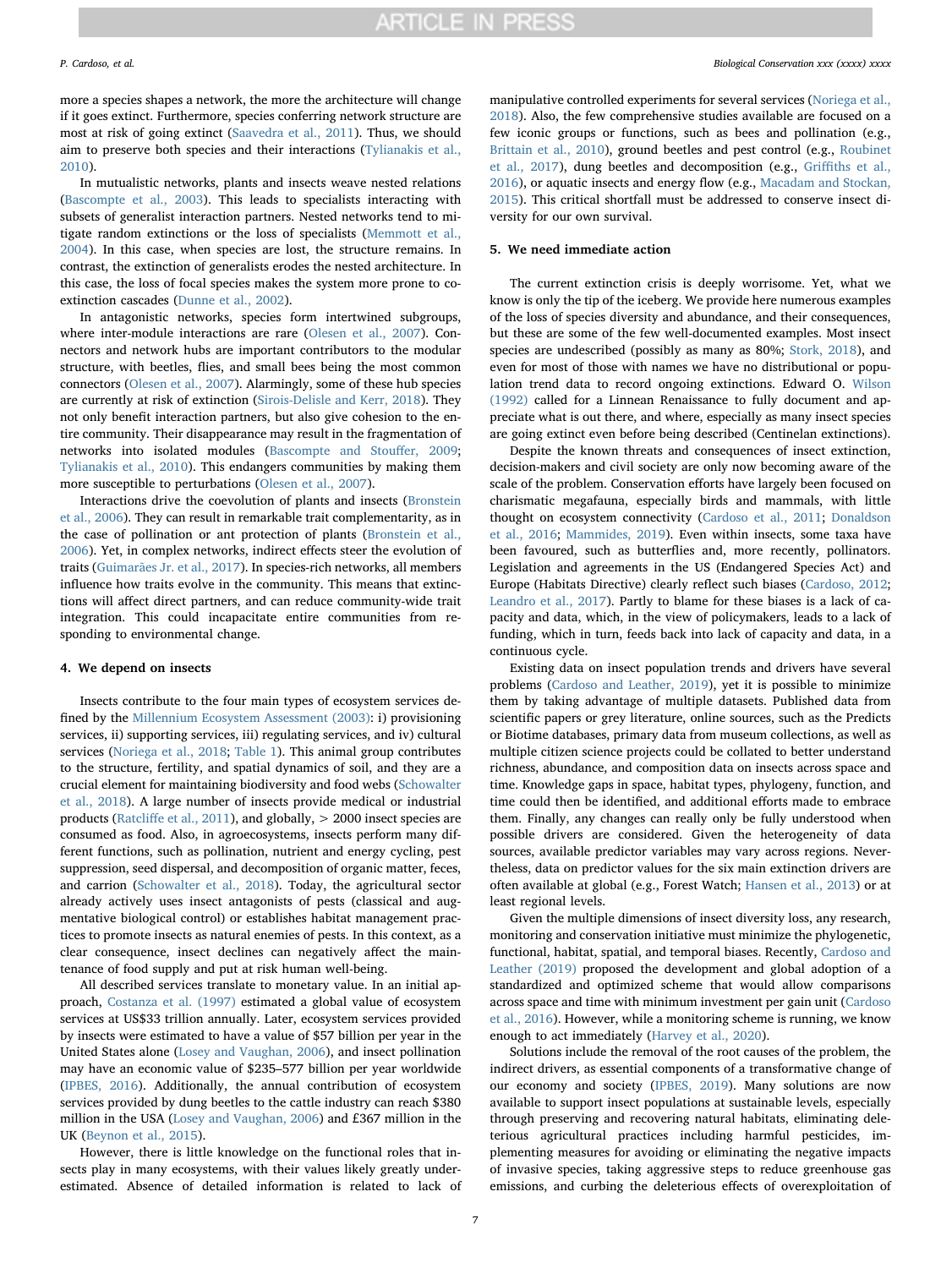more a species shapes a network, the more the architecture will change if it goes extinct. Furthermore, species conferring network structure are most at risk of going extinct (Saavedra et al., 2011). Thus, we should aim to preserve both species and their interactions (Tylianakis et al., 2010).

In mutualistic networks, plants and insects weave nested relations (Bascompte et al., 2003). This leads to specialists interacting with subsets of generalist interaction partners. Nested networks tend to mitigate random extinctions or the loss of specialists (Memmott et al., 2004). In this case, when species are lost, the structure remains. In contrast, the extinction of generalists erodes the nested architecture. In this case, the loss of focal species makes the system more prone to co-extinction cascades (Dunne et al., 2002).

In antagonistic networks, species form intertwined subgroups, where inter-module interactions are rare (Olesen et al., 2007). Connectors and network hubs are important contributors to the modular structure, with beetles, flies, and small bees being the most common connectors (Olesen et al., 2007). Alarmingly, some of these hub species are currently at risk of extinction (Sirois-Delisle and Kerr, 2018). They not only benefit interaction partners, but also give cohesion to the entire community. Their disappearance may result in the fragmentation of networks into isolated modules (Bascompte and Stouffer, 2009; Tylianakis et al., 2010). This endangers communities by making them more susceptible to perturbations (Olesen et al., 2007).

Interactions drive the coevolution of plants and insects (Bronstein et al., 2006). They can result in remarkable trait complementarity, as in the case of pollination or ant protection of plants (Bronstein et al., 2006). Yet, in complex networks, indirect effects steer the evolution of traits (Guimarães Jr. et al., 2017). In species-rich networks, all members influence how traits evolve in the community. This means that extinctions will affect direct partners, and can reduce community-wide trait integration. This could incapacitate entire communities from responding to environmental change.

## 4. We depend on insects

Insects contribute to the four main types of ecosystem services defined by the Millennium Ecosystem Assessment (2003): i) provisioning services, ii) supporting services, iii) regulating services, and iv) cultural services (Noriega et al., 2018; Table 1). This animal group contributes to the structure, fertility, and spatial dynamics of soil, and they are a crucial element for maintaining biodiversity and food webs (Schowalter et al., 2018). A large number of insects provide medical or industrial products (Ratcliffe et al., 2011), and globally, > 2000 insect species are consumed as food. Also, in agroecosystems, insects perform many different functions, such as pollination, nutrient and energy cycling, pest suppression, seed dispersal, and decomposition of organic matter, feces, and carrion (Schowalter et al., 2018). Today, the agricultural sector already actively uses insect antagonists of pests (classical and augmentative biological control) or establishes habitat management practices to promote insects as natural enemies of pests. In this context, as a clear consequence, insect declines can negatively affect the maintenance of food supply and put at risk human well-being.

All described services translate to monetary value. In an initial approach, Costanza et al. (1997) estimated a global value of ecosystem services at US$33 trillion annually. Later, ecosystem services provided by insects were estimated to have a value of $57 billion per year in the United States alone (Losey and Vaughan, 2006), and insect pollination may have an economic value of $235–577 billion per year worldwide (IPBES, 2016). Additionally, the annual contribution of ecosystem services provided by dung beetles to the cattle industry can reach $380 million in the USA (Losey and Vaughan, 2006) and £367 million in the UK (Beynon et al., 2015).

However, there is little knowledge on the functional roles that insects play in many ecosystems, with their values likely greatly underestimated. Absence of detailed information is related to lack of manipulative controlled experiments for several services (Noriega et al., 2018). Also, the few comprehensive studies available are focused on a few iconic groups or functions, such as bees and pollination (e.g., Brittain et al., 2010), ground beetles and pest control (e.g., Roubinet et al., 2017), dung beetles and decomposition (e.g., Griffiths et al., 2016), or aquatic insects and energy flow (e.g., Macadam and Stockan, 2015). This critical shortfall must be addressed to conserve insect diversity for our own survival.

## 5. We need immediate action

The current extinction crisis is deeply worrisome. Yet, what we know is only the tip of the iceberg. We provide here numerous examples of the loss of species diversity and abundance, and their consequences, but these are some of the few well-documented examples. Most insect species are undescribed (possibly as many as 80%; Stork, 2018), and even for most of those with names we have no distributional or population trend data to record ongoing extinctions. Edward O. Wilson (1992) called for a Linnean Renaissance to fully document and appreciate what is out there, and where, especially as many insect species are going extinct even before being described (Centinelan extinctions).

Despite the known threats and consequences of insect extinction, decision-makers and civil society are only now becoming aware of the scale of the problem. Conservation efforts have largely been focused on charismatic megafauna, especially birds and mammals, with little thought on ecosystem connectivity (Cardoso et al., 2011; Donaldson et al., 2016; Mammides, 2019). Even within insects, some taxa have been favoured, such as butterflies and, more recently, pollinators. Legislation and agreements in the US (Endangered Species Act) and Europe (Habitats Directive) clearly reflect such biases (Cardoso, 2012; Leandro et al., 2017). Partly to blame for these biases is a lack of capacity and data, which, in the view of policymakers, leads to a lack of funding, which in turn, feeds back into lack of capacity and data, in a continuous cycle.

Existing data on insect population trends and drivers have several problems (Cardoso and Leather, 2019), yet it is possible to minimize them by taking advantage of multiple datasets. Published data from scientific papers or grey literature, online sources, such as the Predicts or Biotime databases, primary data from museum collections, as well as multiple citizen science projects could be collated to better understand richness, abundance, and composition data on insects across space and time. Knowledge gaps in space, habitat types, phylogeny, function, and time could then be identified, and additional efforts made to embrace them. Finally, any changes can really only be fully understood when possible drivers are considered. Given the heterogeneity of data sources, available predictor variables may vary across regions. Nevertheless, data on predictor values for the six main extinction drivers are often available at global (e.g., Forest Watch; Hansen et al., 2013) or at least regional levels.

Given the multiple dimensions of insect diversity loss, any research, monitoring and conservation initiative must minimize the phylogenetic, functional, habitat, spatial, and temporal biases. Recently, Cardoso and Leather (2019) proposed the development and global adoption of a standardized and optimized scheme that would allow comparisons across space and time with minimum investment per gain unit (Cardoso et al., 2016). However, while a monitoring scheme is running, we know enough to act immediately (Harvey et al., 2020).

Solutions include the removal of the root causes of the problem, the indirect drivers, as essential components of a transformative change of our economy and society (IPBES, 2019). Many solutions are now available to support insect populations at sustainable levels, especially through preserving and recovering natural habitats, eliminating deleterious agricultural practices including harmful pesticides, implementing measures for avoiding or eliminating the negative impacts of invasive species, taking aggressive steps to reduce greenhouse gas emissions, and curbing the deleterious effects of overexploitation of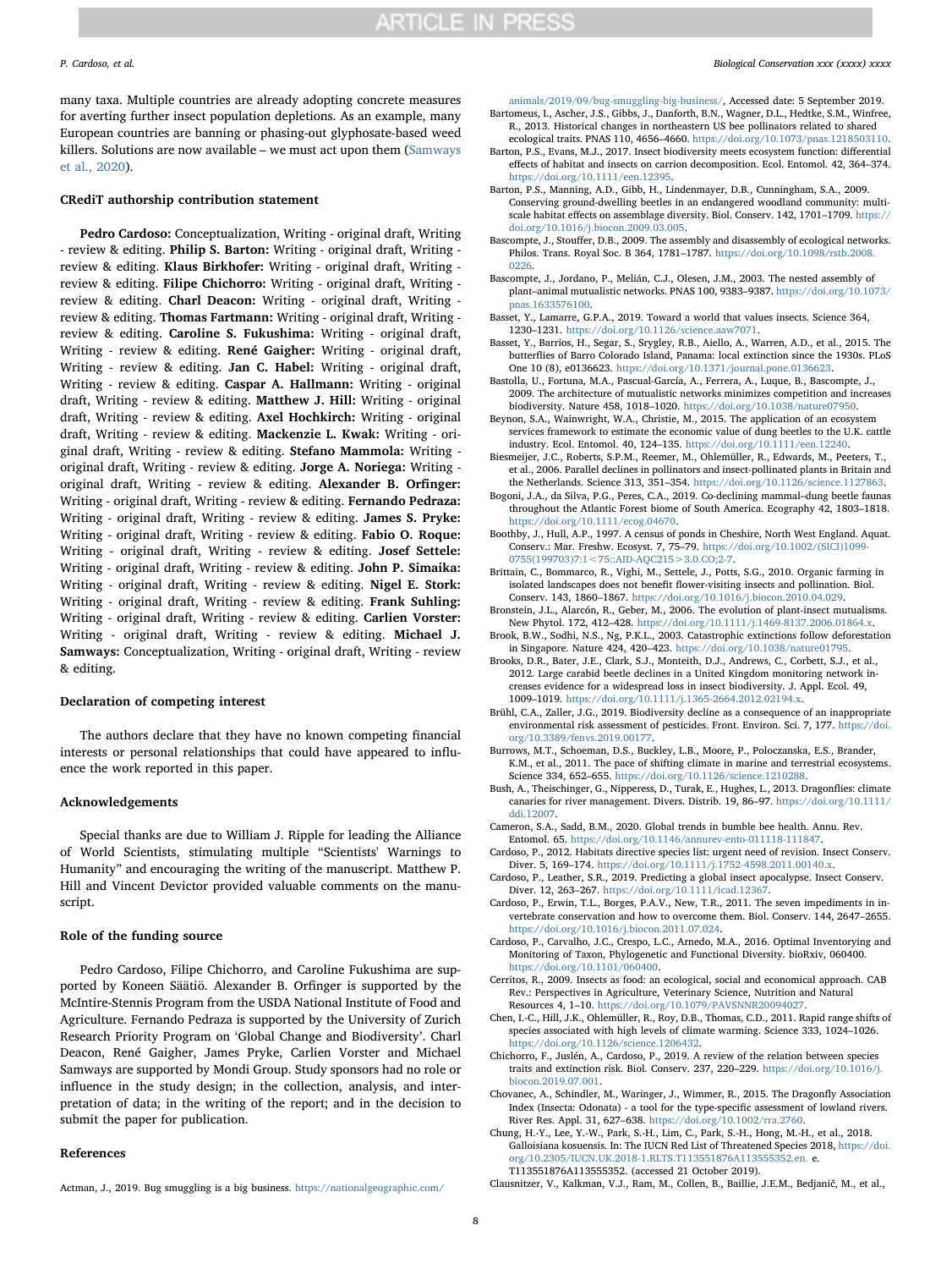many taxa. Multiple countries are already adopting concrete measures for averting further insect population depletions. As an example, many European countries are banning or phasing-out glyphosate-based weed killers. Solutions are now available – we must act upon them (Samways et al., 2020).

## CRediT authorship contribution statement

**Pedro Cardoso:** Conceptualization, Writing - original draft, Writing - review & editing. **Philip S. Barton:** Writing - original draft, Writing - review & editing. **Klaus Birkhofer:** Writing - original draft, Writing - review & editing. **Filipe Chichorro:** Writing - original draft, Writing - review & editing. **Charl Deacon:** Writing - original draft, Writing - review & editing. **Thomas Fartmann:** Writing - original draft, Writing - review & editing. **Caroline S. Fukushima:** Writing - original draft, Writing - review & editing. **René Gaigher:** Writing - original draft, Writing - review & editing. **Jan C. Habel:** Writing - original draft, Writing - review & editing. **Caspar A. Hallmann:** Writing - original draft, Writing - review & editing. **Matthew J. Hill:** Writing - original draft, Writing - review & editing. **Axel Hochkirch:** Writing - original draft, Writing - review & editing. **Mackenzie L. Kwak:** Writing - original draft, Writing - review & editing. **Stefano Mammola:** Writing - original draft, Writing - review & editing. **Jorge A. Noriega:** Writing - original draft, Writing - review & editing. **Alexander B. Orfinger:** Writing - original draft, Writing - review & editing. **Fernando Pedraza:** Writing - original draft, Writing - review & editing. **James S. Pryke:** Writing - original draft, Writing - review & editing. **Fabio O. Roque:** Writing - original draft, Writing - review & editing. **Josef Settele:** Writing - original draft, Writing - review & editing. **John P. Simaika:** Writing - original draft, Writing - review & editing. **Nigel E. Stork:** Writing - original draft, Writing - review & editing. **Frank Suhling:** Writing - original draft, Writing - review & editing. **Carlien Vorster:** Writing - original draft, Writing - review & editing. **Michael J. Samways:** Conceptualization, Writing - original draft, Writing - review & editing.

## Declaration of competing interest

The authors declare that they have no known competing financial interests or personal relationships that could have appeared to influence the work reported in this paper.

## Acknowledgements

Special thanks are due to William J. Ripple for leading the Alliance of World Scientists, stimulating multiple "Scientists' Warnings to Humanity" and encouraging the writing of the manuscript. Matthew P. Hill and Vincent Devictor provided valuable comments on the manuscript.

## Role of the funding source

Pedro Cardoso, Filipe Chichorro, and Caroline Fukushima are supported by Koneen Säätiö. Alexander B. Orfinger is supported by the McIntire-Stennis Program from the USDA National Institute of Food and Agriculture. Fernando Pedraza is supported by the University of Zurich Research Priority Program on 'Global Change and Biodiversity'. Charl Deacon, René Gaigher, James Pryke, Carlien Vorster and Michael Samways are supported by Mondi Group. Study sponsors had no role or influence in the study design; in the collection, analysis, and interpretation of data; in the writing of the report; and in the decision to submit the paper for publication.

## References

Actman, J., 2019. Bug smuggling is a big business. https://nationalgeographic.com/animals/2019/09/bug-smuggling-big-business/, Accessed date: 5 September 2019.

Bartomeus, I., Ascher, J.S., Gibbs, J., Danforth, B.N., Wagner, D.L., Hedtke, S.M., Winfree, R., 2013. Historical changes in northeastern US bee pollinators related to shared ecological traits. PNAS 110, 4656–4660. https://doi.org/10.1073/pnas.1218503110.

Barton, P.S., Evans, M.J., 2017. Insect biodiversity meets ecosystem function: differential effects of habitat and insects on carrion decomposition. Ecol. Entomol. 42, 364–374. https://doi.org/10.1111/een.12395.

Barton, P.S., Manning, A.D., Gibb, H., Lindenmayer, D.B., Cunningham, S.A., 2009. Conserving ground-dwelling beetles in an endangered woodland community: multi-scale habitat effects on assemblage diversity. Biol. Conserv. 142, 1701–1709. https://doi.org/10.1016/j.biocon.2009.03.005.

Bascompte, J., Stouffer, D.B., 2009. The assembly and disassembly of ecological networks. Philos. Trans. Royal Soc. B 364, 1781–1787. https://doi.org/10.1098/rstb.2008.0226.

Bascompte, J., Jordano, P., Melián, C.J., Olesen, J.M., 2003. The nested assembly of plant–animal mutualistic networks. PNAS 100, 9383–9387. https://doi.org/10.1073/pnas.1633576100.

Basset, Y., Lamarre, G.P.A., 2019. Toward a world that values insects. Science 364, 1230–1231. https://doi.org/10.1126/science.aaw7071.

Basset, Y., Barrios, H., Segar, S., Srygley, R.B., Aiello, A., Warren, A.D., et al., 2015. The butterflies of Barro Colorado Island, Panama: local extinction since the 1930s. PLoS One 10 (8), e0136623. https://doi.org/10.1371/journal.pone.0136623.

Bastolla, U., Fortuna, M.A., Pascual-García, A., Ferrera, A., Luque, B., Bascompte, J., 2009. The architecture of mutualistic networks minimizes competition and increases biodiversity. Nature 458, 1018–1020. https://doi.org/10.1038/nature07950.

Beynon, S.A., Wainwright, W.A., Christie, M., 2015. The application of an ecosystem services framework to estimate the economic value of dung beetles to the U.K. cattle industry. Ecol. Entomol. 40, 124–135. https://doi.org/10.1111/een.12240.

Biesmeijer, J.C., Roberts, S.P.M., Reemer, M., Ohlemüller, R., Edwards, M., Peeters, T., et al., 2006. Parallel declines in pollinators and insect-pollinated plants in Britain and the Netherlands. Science 313, 351–354. https://doi.org/10.1126/science.1127863.

Bogoni, J.A., da Silva, P.G., Peres, C.A., 2019. Co-declining mammal–dung beetle faunas throughout the Atlantic Forest biome of South America. Ecography 42, 1803–1818. https://doi.org/10.1111/ecog.04670.

Boothby, J., Hull, A.P., 1997. A census of ponds in Cheshire, North West England. Aquat. Conserv.: Mar. Freshw. Ecosyst. 7, 75–79. https://doi.org/10.1002/(SICI)1099-0755(199703)7:1<75::AID-AQC215>3.0.CO;2-7.

Brittain, C., Bommarco, R., Vighi, M., Settele, J., Potts, S.G., 2010. Organic farming in isolated landscapes does not benefit flower-visiting insects and pollination. Biol. Conserv. 143, 1860–1867. https://doi.org/10.1016/j.biocon.2010.04.029.

Bronstein, J.L., Alarcón, R., Geber, M., 2006. The evolution of plant-insect mutualisms. New Phytol. 172, 412–428. https://doi.org/10.1111/j.1469-8137.2006.01864.x.

Brook, B.W., Sodhi, N.S., Ng, P.K.L., 2003. Catastrophic extinctions follow deforestation in Singapore. Nature 424, 420–423. https://doi.org/10.1038/nature01795.

Brooks, D.R., Bater, J.E., Clark, S.J., Monteith, D.J., Andrews, C., Corbett, S.J., et al., 2012. Large carabid beetle declines in a United Kingdom monitoring network increases evidence for a widespread loss in insect biodiversity. J. Appl. Ecol. 49, 1009–1019. https://doi.org/10.1111/j.1365-2664.2012.02194.x.

Brühl, C.A., Zaller, J.G., 2019. Biodiversity decline as a consequence of an inappropriate environmental risk assessment of pesticides. Front. Environ. Sci. 7, 177. https://doi.org/10.3389/fenvs.2019.00177.

Burrows, M.T., Schoeman, D.S., Buckley, L.B., Moore, P., Poloczanska, E.S., Brander, K.M., et al., 2011. The pace of shifting climate in marine and terrestrial ecosystems. Science 334, 652–655. https://doi.org/10.1126/science.1210288.

Bush, A., Theischinger, G., Nipperess, D., Turak, E., Hughes, L., 2013. Dragonflies: climate canaries for river management. Divers. Distrib. 19, 86–97. https://doi.org/10.1111/ddi.12007.

Cameron, S.A., Sadd, B.M., 2020. Global trends in bumble bee health. Annu. Rev. Entomol. 65. https://doi.org/10.1146/annurev-ento-011118-111847.

Cardoso, P., 2012. Habitats directive species list: urgent need of revision. Insect Conserv. Diver. 5, 169–174. https://doi.org/10.1111/j.1752-4598.2011.00140.x.

Cardoso, P., Leather, S.R., 2019. Predicting a global insect apocalypse. Insect Conserv. Diver. 12, 263–267. https://doi.org/10.1111/icad.12367.

Cardoso, P., Erwin, T.L., Borges, P.A.V., New, T.R., 2011. The seven impediments in invertebrate conservation and how to overcome them. Biol. Conserv. 144, 2647–2655. https://doi.org/10.1016/j.biocon.2011.07.024.

Cardoso, P., Carvalho, J.C., Crespo, L.C., Arnedo, M.A., 2016. Optimal Inventorying and Monitoring of Taxon, Phylogenetic and Functional Diversity. bioRxiv, 060400. https://doi.org/10.1101/060400.

Cerritos, R., 2009. Insects as food: an ecological, social and economical approach. CAB Rev.: Perspectives in Agriculture, Veterinary Science, Nutrition and Natural Resources 4, 1–10. https://doi.org/10.1079/PAVSNNR20094027.

Chen, I.-C., Hill, J.K., Ohlemüller, R., Roy, D.B., Thomas, C.D., 2011. Rapid range shifts of species associated with high levels of climate warming. Science 333, 1024–1026. https://doi.org/10.1126/science.1206432.

Chichorro, F., Juslén, A., Cardoso, P., 2019. A review of the relation between species traits and extinction risk. Biol. Conserv. 237, 220–229. https://doi.org/10.1016/j.biocon.2019.07.001.

Chovanec, A., Schindler, M., Waringer, J., Wimmer, R., 2015. The Dragonfly Association Index (Insecta: Odonata) - a tool for the type-specific assessment of lowland rivers. River Res. Appl. 31, 627–638. https://doi.org/10.1002/rra.2760.

Chung, H.-Y., Lee, Y.-W., Park, S.-H., Lim, C., Park, S.-H., Hong, M.-H., et al., 2018. Galloisiana kosuensis. In: The IUCN Red List of Threatened Species 2018, https://doi.org/10.2305/IUCN.UK.2018-1.RLTS.T113551876A113555352.en. e. T113551876A113555352. (accessed 21 October 2019).

Clausnitzer, V., Kalkman, V.J., Ram, M., Collen, B., Baillie, J.E.M., Bedjanič, M., et al.,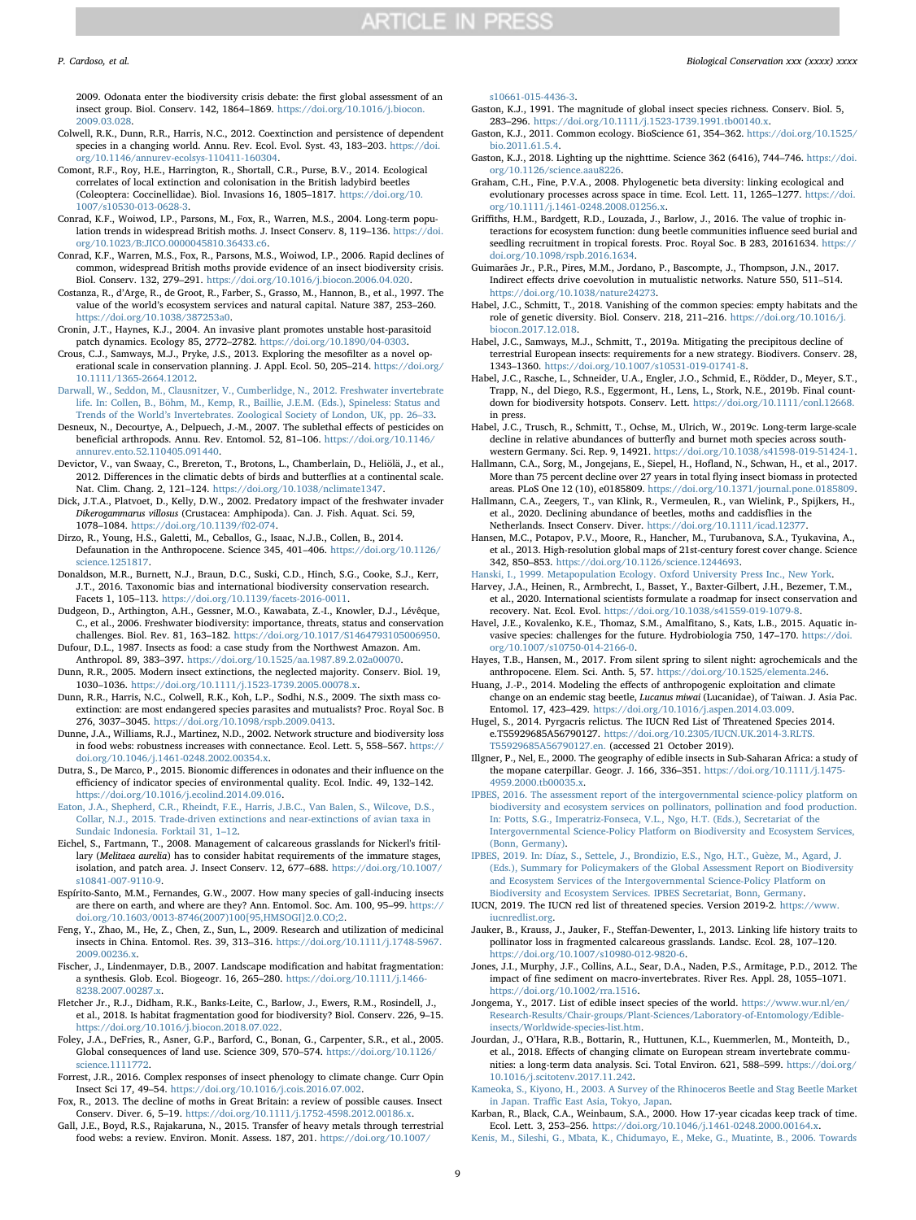2009. Odonata enter the biodiversity crisis debate: the first global assessment of an insect group. Biol. Conserv. 142, 1864–1869. https://doi.org/10.1016/j.biocon.2009.03.028.

Colwell, R.K., Dunn, R.R., Harris, N.C., 2012. Coextinction and persistence of dependent species in a changing world. Annu. Rev. Ecol. Evol. Syst. 43, 183–203. https://doi.org/10.1146/annurev-ecolsys-110411-160304.

Comont, R.F., Roy, H.E., Harrington, R., Shortall, C.R., Purse, B.V., 2014. Ecological correlates of local extinction and colonisation in the British ladybird beetles (Coleoptera: Coccinellidae). Biol. Invasions 16, 1805–1817. https://doi.org/10.1007/s10530-013-0628-3.

Conrad, K.F., Woiwod, I.P., Parsons, M., Fox, R., Warren, M.S., 2004. Long-term population trends in widespread British moths. J. Insect Conserv. 8, 119–136. https://doi.org/10.1023/B:JICO.0000045810.36433.c6.

Conrad, K.F., Warren, M.S., Fox, R., Parsons, M.S., Woiwod, I.P., 2006. Rapid declines of common, widespread British moths provide evidence of an insect biodiversity crisis. Biol. Conserv. 132, 279–291. https://doi.org/10.1016/j.biocon.2006.04.020.

Costanza, R., d'Arge, R., de Groot, R., Farber, S., Grasso, M., Hannon, B., et al., 1997. The value of the world's ecosystem services and natural capital. Nature 387, 253–260. https://doi.org/10.1038/387253a0.

Cronin, J.T., Haynes, K.J., 2004. An invasive plant promotes unstable host-parasitoid patch dynamics. Ecology 85, 2772–2782. https://doi.org/10.1890/04-0303.

Crous, C.J., Samways, M.J., Pryke, J.S., 2013. Exploring the mesofilter as a novel operational scale in conservation planning. J. Appl. Ecol. 50, 205–214. https://doi.org/10.1111/1365-2664.12012.

Darwall, W., Seddon, M., Clausnitzer, V., Cumberlidge, N., 2012. Freshwater invertebrate life. In: Collen, B., Böhm, M., Kemp, R., Baillie, J.E.M. (Eds.), Spineless: Status and Trends of the World's Invertebrates. Zoological Society of London, UK, pp. 26–33.

Desneux, N., Decourtye, A., Delpuech, J.-M., 2007. The sublethal effects of pesticides on beneficial arthropods. Annu. Rev. Entomol. 52, 81–106. https://doi.org/10.1146/annurev.ento.52.110405.091440.

Devictor, V., van Swaay, C., Brereton, T., Brotons, L., Chamberlain, D., Heliölä, J., et al., 2012. Differences in the climatic debts of birds and butterflies at a continental scale. Nat. Clim. Chang. 2, 121–124. https://doi.org/10.1038/nclimate1347.

Dick, J.T.A., Platvoet, D., Kelly, D.W., 2002. Predatory impact of the freshwater invader *Dikerogammarus villosus* (Crustacea: Amphipoda). Can. J. Fish. Aquat. Sci. 59, 1078–1084. https://doi.org/10.1139/f02-074.

Dirzo, R., Young, H.S., Galetti, M., Ceballos, G., Isaac, N.J.B., Collen, B., 2014. Defaunation in the Anthropocene. Science 345, 401–406. https://doi.org/10.1126/science.1251817.

Donaldson, M.R., Burnett, N.J., Braun, D.C., Suski, C.D., Hinch, S.G., Cooke, S.J., Kerr, J.T., 2016. Taxonomic bias and international biodiversity conservation research. Facets 1, 105–113. https://doi.org/10.1139/facets-2016-0011.

Dudgeon, D., Arthington, A.H., Gessner, M.O., Kawabata, Z.-I., Knowler, D.J., Lévêque, C., et al., 2006. Freshwater biodiversity: importance, threats, status and conservation challenges. Biol. Rev. 81, 163–182. https://doi.org/10.1017/S1464793105006950.

Dufour, D.L., 1987. Insects as food: a case study from the Northwest Amazon. Am. Anthropol. 89, 383–397. https://doi.org/10.1525/aa.1987.89.2.02a00070.

Dunn, R.R., 2005. Modern insect extinctions, the neglected majority. Conserv. Biol. 19, 1030–1036. https://doi.org/10.1111/j.1523-1739.2005.00078.x.

Dunn, R.R., Harris, N.C., Colwell, R.K., Koh, L.P., Sodhi, N.S., 2009. The sixth mass coextinction: are most endangered species parasites and mutualists? Proc. Royal Soc. B 276, 3037–3045. https://doi.org/10.1098/rspb.2009.0413.

Dunne, J.A., Williams, R.J., Martinez, N.D., 2002. Network structure and biodiversity loss in food webs: robustness increases with connectance. Ecol. Lett. 5, 558–567. https://doi.org/10.1046/j.1461-0248.2002.00354.x.

Dutra, S., De Marco, P., 2015. Bionomic differences in odonates and their influence on the efficiency of indicator species of environmental quality. Ecol. Indic. 49, 132–142. https://doi.org/10.1016/j.ecolind.2014.09.016.

Eaton, J.A., Shepherd, C.R., Rheindt, F.E., Harris, J.B.C., Van Balen, S., Wilcove, D.S., Collar, N.J., 2015. Trade-driven extinctions and near-extinctions of avian taxa in Sundaic Indonesia. Forktail 31, 1–12.

Eichel, S., Fartmann, T., 2008. Management of calcareous grasslands for Nickerl's fritillary (*Melitaea aurelia*) has to consider habitat requirements of the immature stages, isolation, and patch area. J. Insect Conserv. 12, 677–688. https://doi.org/10.1007/s10841-007-9110-9.

Espírito-Santo, M.M., Fernandes, G.W., 2007. How many species of gall-inducing insects are there on earth, and where are they? Ann. Entomol. Soc. Am. 100, 95–99. https://doi.org/10.1603/0013-8746(2007)100[95,HMSOGI]2.0.CO;2.

Feng, Y., Zhao, M., He, Z., Chen, Z., Sun, L., 2009. Research and utilization of medicinal insects in China. Entomol. Res. 39, 313–316. https://doi.org/10.1111/j.1748-5967.2009.00236.x.

Fischer, J., Lindenmayer, D.B., 2007. Landscape modification and habitat fragmentation: a synthesis. Glob. Ecol. Biogeogr. 16, 265–280. https://doi.org/10.1111/j.1466-8238.2007.00287.x.

Fletcher Jr., R.J., Didham, R.K., Banks-Leite, C., Barlow, J., Ewers, R.M., Rosindell, J., et al., 2018. Is habitat fragmentation good for biodiversity? Biol. Conserv. 226, 9–15. https://doi.org/10.1016/j.biocon.2018.07.022.

Foley, J.A., DeFries, R., Asner, G.P., Barford, C., Bonan, G., Carpenter, S.R., et al., 2005. Global consequences of land use. Science 309, 570–574. https://doi.org/10.1126/science.1111772.

Forrest, J.R., 2016. Complex responses of insect phenology to climate change. Curr Opin Insect Sci 17, 49–54. https://doi.org/10.1016/j.cois.2016.07.002.

Fox, R., 2013. The decline of moths in Great Britain: a review of possible causes. Insect Conserv. Diver. 6, 5–19. https://doi.org/10.1111/j.1752-4598.2012.00186.x.

Gall, J.E., Boyd, R.S., Rajakaruna, N., 2015. Transfer of heavy metals through terrestrial food webs: a review. Environ. Monit. Assess. 187, 201. https://doi.org/10.1007/s10661-015-4436-3.

Gaston, K.J., 1991. The magnitude of global insect species richness. Conserv. Biol. 5, 283–296. https://doi.org/10.1111/j.1523-1739.1991.tb00140.x.

Gaston, K.J., 2011. Common ecology. BioScience 61, 354–362. https://doi.org/10.1525/bio.2011.61.5.4.

Gaston, K.J., 2018. Lighting up the nighttime. Science 362 (6416), 744–746. https://doi.org/10.1126/science.aau8226.

Graham, C.H., Fine, P.V.A., 2008. Phylogenetic beta diversity: linking ecological and evolutionary processes across space in time. Ecol. Lett. 11, 1265–1277. https://doi.org/10.1111/j.1461-0248.2008.01256.x.

Griffiths, H.M., Bardgett, R.D., Louzada, J., Barlow, J., 2016. The value of trophic interactions for ecosystem function: dung beetle communities influence seed burial and seedling recruitment in tropical forests. Proc. Royal Soc. B 283, 20161634. https://doi.org/10.1098/rspb.2016.1634.

Guimarães Jr., P.R., Pires, M.M., Jordano, P., Bascompte, J., Thompson, J.N., 2017. Indirect effects drive coevolution in mutualistic networks. Nature 550, 511–514. https://doi.org/10.1038/nature24273.

Habel, J.C., Schmitt, T., 2018. Vanishing of the common species: empty habitats and the role of genetic diversity. Biol. Conserv. 218, 211–216. https://doi.org/10.1016/j.biocon.2017.12.018.

Habel, J.C., Samways, M.J., Schmitt, T., 2019a. Mitigating the precipitous decline of terrestrial European insects: requirements for a new strategy. Biodivers. Conserv. 28, 1343–1360. https://doi.org/10.1007/s10531-019-01741-8.

Habel, J.C., Rasche, L., Schneider, U.A., Engler, J.O., Schmid, E., Rödder, D., Meyer, S.T., Trapp, N., del Diego, R.S., Eggermont, H., Lens, L., Stork, N.E., 2019b. Final countdown for biodiversity hotspots. Conserv. Lett. https://doi.org/10.1111/conl.12668. in press.

Habel, J.C., Trusch, R., Schmitt, T., Ochse, M., Ulrich, W., 2019c. Long-term large-scale decline in relative abundances of butterfly and burnet moth species across south-western Germany. Sci. Rep. 9, 14921. https://doi.org/10.1038/s41598-019-51424-1.

Hallmann, C.A., Sorg, M., Jongejans, E., Siepel, H., Hofland, N., Schwan, H., et al., 2017. More than 75 percent decline over 27 years in total flying insect biomass in protected areas. PLoS One 12 (10), e0185809. https://doi.org/10.1371/journal.pone.0185809.

Hallmann, C.A., Zeegers, T., van Klink, R., Vermeulen, R., van Wielink, P., Spijkers, H., et al., 2020. Declining abundance of beetles, moths and caddisflies in the Netherlands. Insect Conserv. Diver. https://doi.org/10.1111/icad.12377.

Hansen, M.C., Potapov, P.V., Moore, R., Hancher, M., Turubanova, S.A., Tyukavina, A., et al., 2013. High-resolution global maps of 21st-century forest cover change. Science 342, 850–853. https://doi.org/10.1126/science.1244693.

Hanski, I., 1999. Metapopulation Ecology. Oxford University Press Inc., New York.

Harvey, J.A., Heinen, R., Armbrecht, I., Basset, Y., Baxter-Gilbert, J.H., Bezemer, T.M., et al., 2020. International scientists formulate a roadmap for insect conservation and recovery. Nat. Ecol. Evol. https://doi.org/10.1038/s41559-019-1079-8.

Havel, J.E., Kovalenko, K.E., Thomaz, S.M., Amalfitano, S., Kats, L.B., 2015. Aquatic invasive species: challenges for the future. Hydrobiologia 750, 147–170. https://doi.org/10.1007/s10750-014-2166-0.

Hayes, T.B., Hansen, M., 2017. From silent spring to silent night: agrochemicals and the anthropocene. Elem. Sci. Anth. 5, 57. https://doi.org/10.1525/elementa.246.

Huang, J.-P., 2014. Modeling the effects of anthropogenic exploitation and climate change on an endemic stag beetle, *Lucanus miwai* (Lucanidae), of Taiwan. J. Asia Pac. Entomol. 17, 423–429. https://doi.org/10.1016/j.aspen.2014.03.009.

Hugel, S., 2014. Pyrgacris relictus. The IUCN Red List of Threatened Species 2014. e.T55929685A56790127. https://doi.org/10.2305/IUCN.UK.2014-3.RLTS.T55929685A56790127.en. (accessed 21 October 2019).

Illgner, P., Nel, E., 2000. The geography of edible insects in Sub-Saharan Africa: a study of the mopane caterpillar. Geogr. J. 166, 336–351. https://doi.org/10.1111/j.1475-4959.2000.tb00035.x.

IPBES, 2016. The assessment report of the intergovernmental science-policy platform on biodiversity and ecosystem services on pollinators, pollination and food production. In: Potts, S.G., Imperatriz-Fonseca, V.L., Ngo, H.T. (Eds.), Secretariat of the Intergovernmental Science-Policy Platform on Biodiversity and Ecosystem Services, (Bonn, Germany).

IPBES, 2019. In: Díaz, S., Settele, J., Brondizio, E.S., Ngo, H.T., Guèze, M., Agard, J. (Eds.), Summary for Policymakers of the Global Assessment Report on Biodiversity and Ecosystem Services of the Intergovernmental Science-Policy Platform on Biodiversity and Ecosystem Services. IPBES Secretariat, Bonn, Germany.

IUCN, 2019. The IUCN red list of threatened species. Version 2019-2. https://www.iucnredlist.org.

Jauker, B., Krauss, J., Jauker, F., Steffan-Dewenter, I., 2013. Linking life history traits to pollinator loss in fragmented calcareous grasslands. Landsc. Ecol. 28, 107–120. https://doi.org/10.1007/s10980-012-9820-6.

Jones, J.I., Murphy, J.F., Collins, A.L., Sear, D.A., Naden, P.S., Armitage, P.D., 2012. The impact of fine sediment on macro-invertebrates. River Res. Appl. 28, 1055–1071. https://doi.org/10.1002/rra.1516.

Jongema, Y., 2017. List of edible insect species of the world. https://www.wur.nl/en/Research-Results/Chair-groups/Plant-Sciences/Laboratory-of-Entomology/Edible-insects/Worldwide-species-list.htm.

Jourdan, J., O'Hara, R.B., Bottarin, R., Huttunen, K.L., Kuemmerlen, M., Monteith, D., et al., 2018. Effects of changing climate on European stream invertebrate communities: a long-term data analysis. Sci. Total Environ. 621, 588–599. https://doi.org/10.1016/j.scitotenv.2017.11.242.

Kameoka, S., Kiyono, H., 2003. A Survey of the Rhinoceros Beetle and Stag Beetle Market in Japan. Traffic East Asia, Tokyo, Japan.

Karban, R., Black, C.A., Weinbaum, S.A., 2000. How 17-year cicadas keep track of time. Ecol. Lett. 3, 253–256. https://doi.org/10.1046/j.1461-0248.2000.00164.x.

Kenis, M., Sileshi, G., Mbata, K., Chidumayo, E., Meke, G., Muatinte, B., 2006. Towards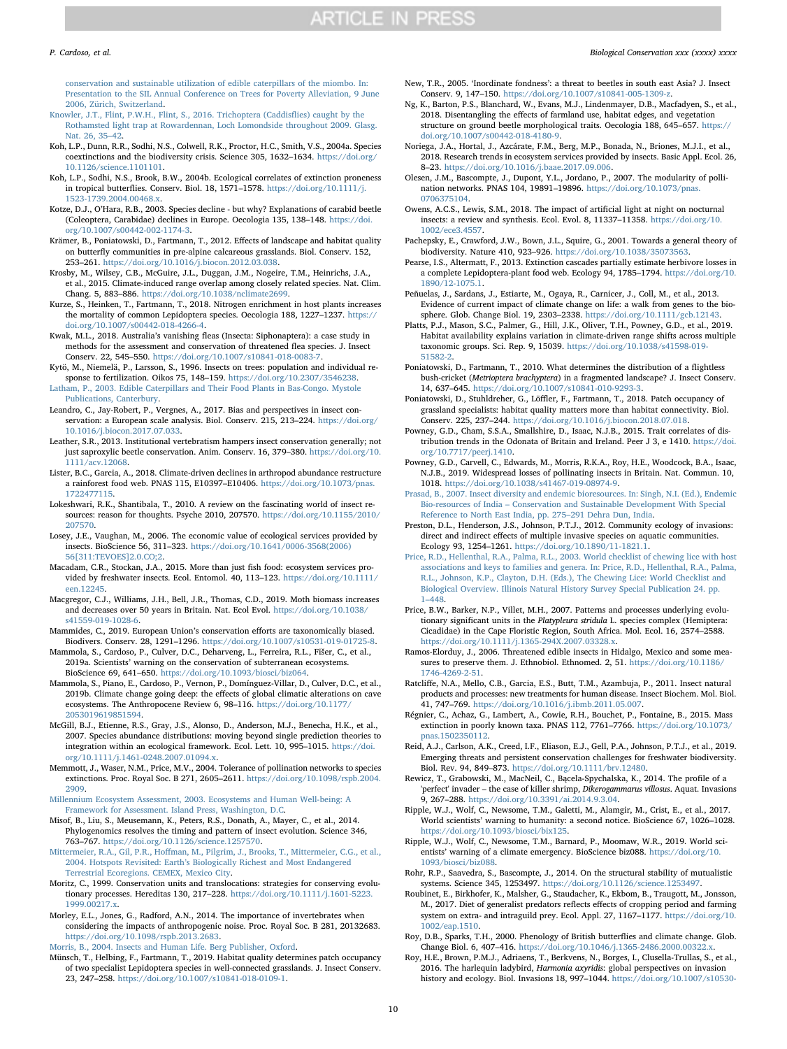conservation and sustainable utilization of edible caterpillars of the miombo. In: Presentation to the SIL Annual Conference on Trees for Poverty Alleviation, 9 June 2006, Zürich, Switzerland.

Knowler, J.T., Flint, P.W.H., Flint, S., 2016. Trichoptera (Caddisflies) caught by the Rothamsted light trap at Rowardennan, Loch Lomondside throughout 2009. Glasg. Nat. 26, 35–42.

Koh, L.P., Dunn, R.R., Sodhi, N.S., Colwell, R.K., Proctor, H.C., Smith, V.S., 2004a. Species coextinctions and the biodiversity crisis. Science 305, 1632–1634. https://doi.org/10.1126/science.1101101.

Koh, L.P., Sodhi, N.S., Brook, B.W., 2004b. Ecological correlates of extinction proneness in tropical butterflies. Conserv. Biol. 18, 1571–1578. https://doi.org/10.1111/j.1523-1739.2004.00468.x.

Kotze, D.J., O'Hara, R.B., 2003. Species decline - but why? Explanations of carabid beetle (Coleoptera, Carabidae) declines in Europe. Oecologia 135, 138–148. https://doi.org/10.1007/s00442-002-1174-3.

Krämer, B., Poniatowski, D., Fartmann, T., 2012. Effects of landscape and habitat quality on butterfly communities in pre-alpine calcareous grasslands. Biol. Conserv. 152, 253–261. https://doi.org/10.1016/j.biocon.2012.03.038.

Krosby, M., Wilsey, C.B., McGuire, J.L., Duggan, J.M., Nogeire, T.M., Heinrichs, J.A., et al., 2015. Climate-induced range overlap among closely related species. Nat. Clim. Chang. 5, 883–886. https://doi.org/10.1038/nclimate2699.

Kurze, S., Heinken, T., Fartmann, T., 2018. Nitrogen enrichment in host plants increases the mortality of common Lepidoptera species. Oecologia 188, 1227–1237. https://doi.org/10.1007/s00442-018-4266-4.

Kwak, M.L., 2018. Australia's vanishing fleas (Insecta: Siphonaptera): a case study in methods for the assessment and conservation of threatened flea species. J. Insect Conserv. 22, 545–550. https://doi.org/10.1007/s10841-018-0083-7.

Kytö, M., Niemelä, P., Larsson, S., 1996. Insects on trees: population and individual response to fertilization. Oikos 75, 148–159. https://doi.org/10.2307/3546238.

Latham, P., 2003. Edible Caterpillars and Their Food Plants in Bas-Congo. Mystole Publications, Canterbury.

Leandro, C., Jay-Robert, P., Vergnes, A., 2017. Bias and perspectives in insect conservation: a European scale analysis. Biol. Conserv. 215, 213–224. https://doi.org/10.1016/j.biocon.2017.07.033.

Leather, S.R., 2013. Institutional vertebratism hampers insect conservation generally; not just saproxylic beetle conservation. Anim. Conserv. 16, 379–380. https://doi.org/10.1111/acv.12068.

Lister, B.C., Garcia, A., 2018. Climate-driven declines in arthropod abundance restructure a rainforest food web. PNAS 115, E10397–E10406. https://doi.org/10.1073/pnas.1722477115.

Lokeshwari, R.K., Shantibala, T., 2010. A review on the fascinating world of insect resources: reason for thoughts. Psyche 2010, 207570. https://doi.org/10.1155/2010/207570.

Losey, J.E., Vaughan, M., 2006. The economic value of ecological services provided by insects. BioScience 56, 311–323. https://doi.org/10.1641/0006-3568(2006)56[311:TEVOES]2.0.CO;2.

Macadam, C.R., Stockan, J.A., 2015. More than just fish food: ecosystem services provided by freshwater insects. Ecol. Entomol. 40, 113–123. https://doi.org/10.1111/een.12245.

Macgregor, C.J., Williams, J.H., Bell, J.R., Thomas, C.D., 2019. Moth biomass increases and decreases over 50 years in Britain. Nat. Ecol Evol. https://doi.org/10.1038/s41559-019-1028-6.

Mammides, C., 2019. European Union's conservation efforts are taxonomically biased. Biodivers. Conserv. 28, 1291–1296. https://doi.org/10.1007/s10531-019-01725-8.

Mammola, S., Cardoso, P., Culver, D.C., Deharveng, L., Ferreira, R.L., Fišer, C., et al., 2019a. Scientists' warning on the conservation of subterranean ecosystems. BioScience 69, 641–650. https://doi.org/10.1093/biosci/biz064.

Mammola, S., Piano, E., Cardoso, P., Vernon, P., Domínguez-Villar, D., Culver, D.C., et al., 2019b. Climate change going deep: the effects of global climatic alterations on cave ecosystems. The Anthropocene Review 6, 98–116. https://doi.org/10.1177/2053019619851594.

McGill, B.J., Etienne, R.S., Gray, J.S., Alonso, D., Anderson, M.J., Benecha, H.K., et al., 2007. Species abundance distributions: moving beyond single prediction theories to integration within an ecological framework. Ecol. Lett. 10, 995–1015. https://doi.org/10.1111/j.1461-0248.2007.01094.x.

Memmott, J., Waser, N.M., Price, M.V., 2004. Tolerance of pollination networks to species extinctions. Proc. Royal Soc. B 271, 2605–2611. https://doi.org/10.1098/rspb.2004.2909.

Millennium Ecosystem Assessment, 2003. Ecosystems and Human Well-being: A Framework for Assessment. Island Press, Washington, D.C.

Misof, B., Liu, S., Meusemann, K., Peters, R.S., Donath, A., Mayer, C., et al., 2014. Phylogenomics resolves the timing and pattern of insect evolution. Science 346, 763–767. https://doi.org/10.1126/science.1257570.

Mittermeier, R.A., Gil, P.R., Hoffman, M., Pilgrim, J., Brooks, T., Mittermeier, C.G., et al., 2004. Hotspots Revisited: Earth's Biologically Richest and Most Endangered Terrestrial Ecoregions. CEMEX, Mexico City.

Moritz, C., 1999. Conservation units and translocations: strategies for conserving evolutionary processes. Hereditas 130, 217–228. https://doi.org/10.1111/j.1601-5223.1999.00217.x.

Morley, E.L., Jones, G., Radford, A.N., 2014. The importance of invertebrates when considering the impacts of anthropogenic noise. Proc. Royal Soc. B 281, 20132683. https://doi.org/10.1098/rspb.2013.2683.

Morris, B., 2004. Insects and Human Life. Berg Publisher, Oxford.

Münsch, T., Helbing, F., Fartmann, T., 2019. Habitat quality determines patch occupancy of two specialist Lepidoptera species in well-connected grasslands. J. Insect Conserv. 23, 247–258. https://doi.org/10.1007/s10841-018-0109-1.

New, T.R., 2005. 'Inordinate fondness': a threat to beetles in south east Asia? J. Insect Conserv. 9, 147–150. https://doi.org/10.1007/s10841-005-1309-z.

Ng, K., Barton, P.S., Blanchard, W., Evans, M.J., Lindenmayer, D.B., Macfadyen, S., et al., 2018. Disentangling the effects of farmland use, habitat edges, and vegetation structure on ground beetle morphological traits. Oecologia 188, 645–657. https://doi.org/10.1007/s00442-018-4180-9.

Noriega, J.A., Hortal, J., Azcárate, F.M., Berg, M.P., Bonada, N., Briones, M.J.I., et al., 2018. Research trends in ecosystem services provided by insects. Basic Appl. Ecol. 26, 8–23. https://doi.org/10.1016/j.baae.2017.09.006.

Olesen, J.M., Bascompte, J., Dupont, Y.L., Jordano, P., 2007. The modularity of pollination networks. PNAS 104, 19891–19896. https://doi.org/10.1073/pnas.0706375104.

Owens, A.C.S., Lewis, S.M., 2018. The impact of artificial light at night on nocturnal insects: a review and synthesis. Ecol. Evol. 8, 11337–11358. https://doi.org/10.1002/ece3.4557.

Pachepsky, E., Crawford, J.W., Bown, J.L., Squire, G., 2001. Towards a general theory of biodiversity. Nature 410, 923–926. https://doi.org/10.1038/35073563.

Pearse, I.S., Altermatt, F., 2013. Extinction cascades partially estimate herbivore losses in a complete Lepidoptera-plant food web. Ecology 94, 1785–1794. https://doi.org/10.1890/12-1075.1.

Peñuelas, J., Sardans, J., Estiarte, M., Ogaya, R., Carnicer, J., Coll, M., et al., 2013. Evidence of current impact of climate change on life: a walk from genes to the biosphere. Glob. Change Biol. 19, 2303–2338. https://doi.org/10.1111/gcb.12143.

Platts, P.J., Mason, S.C., Palmer, G., Hill, J.K., Oliver, T.H., Powney, G.D., et al., 2019. Habitat availability explains variation in climate-driven range shifts across multiple taxonomic groups. Sci. Rep. 9, 15039. https://doi.org/10.1038/s41598-019-51582-2.

Poniatowski, D., Fartmann, T., 2010. What determines the distribution of a flightless bush-cricket (*Metrioptera brachyptera*) in a fragmented landscape? J. Insect Conserv. 14, 637–645. https://doi.org/10.1007/s10841-010-9293-3.

Poniatowski, D., Stuhldreher, G., Löffler, F., Fartmann, T., 2018. Patch occupancy of grassland specialists: habitat quality matters more than habitat connectivity. Biol. Conserv. 225, 237–244. https://doi.org/10.1016/j.biocon.2018.07.018.

Powney, G.D., Cham, S.S.A., Smallshire, D., Isaac, N.J.B., 2015. Trait correlates of distribution trends in the Odonata of Britain and Ireland. Peer J 3, e 1410. https://doi.org/10.7717/peerj.1410.

Powney, G.D., Carvell, C., Edwards, M., Morris, R.K.A., Roy, H.E., Woodcock, B.A., Isaac, N.J.B., 2019. Widespread losses of pollinating insects in Britain. Nat. Commun. 10, 1018. https://doi.org/10.1038/s41467-019-08974-9.

Prasad, B., 2007. Insect diversity and endemic bioresources. In: Singh, N.I. (Ed.), Endemic Bio-resources of India – Conservation and Sustainable Development With Special Reference to North East India, pp. 275–291 Dehra Dun, India.

Preston, D.L., Henderson, J.S., Johnson, P.T.J., 2012. Community ecology of invasions: direct and indirect effects of multiple invasive species on aquatic communities. Ecology 93, 1254–1261. https://doi.org/10.1890/11-1821.1.

Price, R.D., Hellenthal, R.A., Palma, R.L., 2003. World checklist of chewing lice with host associations and keys to families and genera. In: Price, R.D., Hellenthal, R.A., Palma, R.L., Johnson, K.P., Clayton, D.H. (Eds.), The Chewing Lice: World Checklist and Biological Overview. Illinois Natural History Survey Special Publication 24. pp. 1–448.

Price, B.W., Barker, N.P., Villet, M.H., 2007. Patterns and processes underlying evolutionary significant units in the *Platypleura stridula* L. species complex (Hemiptera: Cicadidae) in the Cape Floristic Region, South Africa. Mol. Ecol. 16, 2574–2588. https://doi.org/10.1111/j.1365-294X.2007.03328.x.

Ramos-Elorduy, J., 2006. Threatened edible insects in Hidalgo, Mexico and some measures to preserve them. J. Ethnobiol. Ethnomed. 2, 51. https://doi.org/10.1186/1746-4269-2-51.

Ratcliffe, N.A., Mello, C.B., Garcia, E.S., Butt, T.M., Azambuja, P., 2011. Insect natural products and processes: new treatments for human disease. Insect Biochem. Mol. Biol. 41, 747–769. https://doi.org/10.1016/j.ibmb.2011.05.007.

Régnier, C., Achaz, G., Lambert, A., Cowie, R.H., Bouchet, P., Fontaine, B., 2015. Mass extinction in poorly known taxa. PNAS 112, 7761–7766. https://doi.org/10.1073/pnas.1502350112.

Reid, A.J., Carlson, A.K., Creed, I.F., Eliason, E.J., Gell, P.A., Johnson, P.T.J., et al., 2019. Emerging threats and persistent conservation challenges for freshwater biodiversity. Biol. Rev. 94, 849–873. https://doi.org/10.1111/brv.12480.

Rewicz, T., Grabowski, M., MacNeil, C., Bącela-Spychalska, K., 2014. The profile of a 'perfect' invader – the case of killer shrimp, *Dikerogammarus villosus*. Aquat. Invasions 9, 267–288. https://doi.org/10.3391/ai.2014.9.3.04.

Ripple, W.J., Wolf, C., Newsome, T.M., Galetti, M., Alamgir, M., Crist, E., et al., 2017. World scientists' warning to humanity: a second notice. BioScience 67, 1026–1028. https://doi.org/10.1093/biosci/bix125.

Ripple, W.J., Wolf, C., Newsome, T.M., Barnard, P., Moomaw, W.R., 2019. World scientists' warning of a climate emergency. BioScience biz088. https://doi.org/10.1093/biosci/biz088.

Rohr, R.P., Saavedra, S., Bascompte, J., 2014. On the structural stability of mutualistic systems. Science 345, 1253497. https://doi.org/10.1126/science.1253497.

Roubinet, E., Birkhofer, K., Malsher, G., Staudacher, K., Ekbom, B., Traugott, M., Jonsson, M., 2017. Diet of generalist predators reflects effects of cropping period and farming system on extra- and intraguild prey. Ecol. Appl. 27, 1167–1177. https://doi.org/10.1002/eap.1510.

Roy, D.B., Sparks, T.H., 2000. Phenology of British butterflies and climate change. Glob. Change Biol. 6, 407–416. https://doi.org/10.1046/j.1365-2486.2000.00322.x.

Roy, H.E., Brown, P.M.J., Adriaens, T., Berkvens, N., Borges, I., Clusella-Trullas, S., et al., 2016. The harlequin ladybird, *Harmonia axyridis*: global perspectives on invasion history and ecology. Biol. Invasions 18, 997–1044. https://doi.org/10.1007/s10530-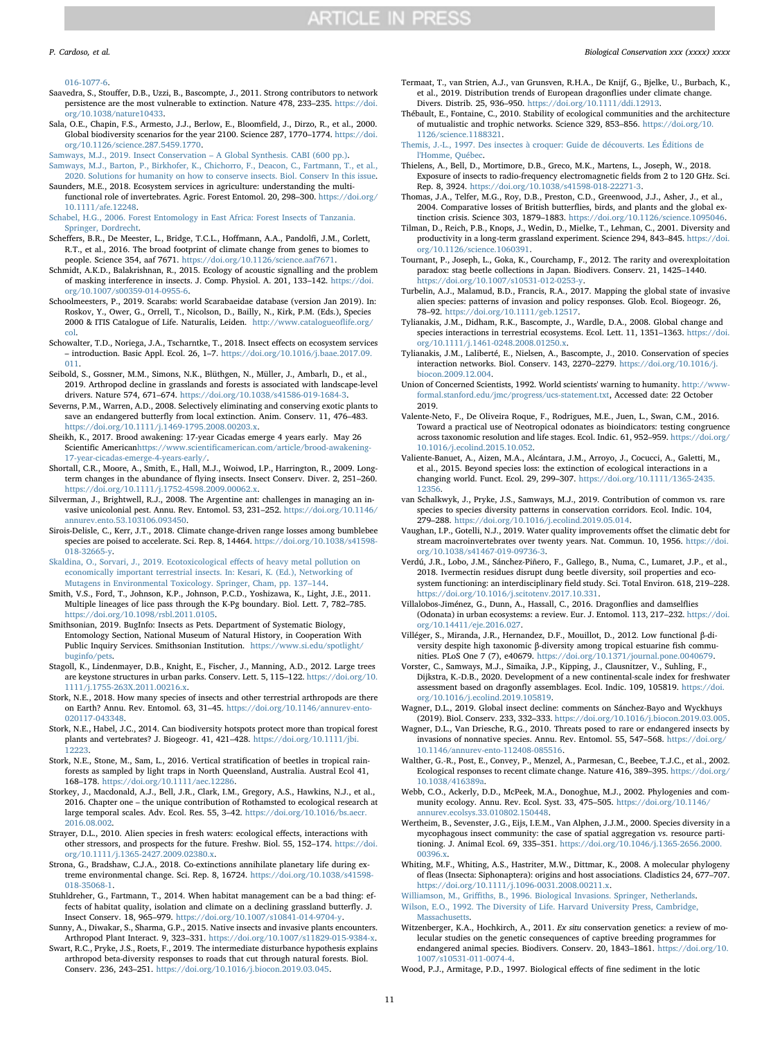016-1077-6.

Saavedra, S., Stouffer, D.B., Uzzi, B., Bascompte, J., 2011. Strong contributors to network persistence are the most vulnerable to extinction. Nature 478, 233–235. https://doi.org/10.1038/nature10433.

Sala, O.E., Chapin, F.S., Armesto, J.J., Berlow, E., Bloomfield, J., Dirzo, R., et al., 2000. Global biodiversity scenarios for the year 2100. Science 287, 1770–1774. https://doi.org/10.1126/science.287.5459.1770.

Samways, M.J., 2019. Insect Conservation – A Global Synthesis. CABI (600 pp.).

Samways, M.J., Barton, P., Birkhofer, K., Chichorro, F., Deacon, C., Fartmann, T., et al., 2020. Solutions for humanity on how to conserve insects. Biol. Conserv In this issue.

Saunders, M.E., 2018. Ecosystem services in agriculture: understanding the multifunctional role of invertebrates. Agric. Forest Entomol. 20, 298–300. https://doi.org/10.1111/afe.12248.

Schabel, H.G., 2006. Forest Entomology in East Africa: Forest Insects of Tanzania. Springer, Dordrecht.

Scheffers, B.R., De Meester, L., Bridge, T.C.L., Hoffmann, A.A., Pandolfi, J.M., Corlett, R.T., et al., 2016. The broad footprint of climate change from genes to biomes to people. Science 354, aaf 7671. https://doi.org/10.1126/science.aaf7671.

Schmidt, A.K.D., Balakrishnan, R., 2015. Ecology of acoustic signalling and the problem of masking interference in insects. J. Comp. Physiol. A. 201, 133–142. https://doi.org/10.1007/s00359-014-0955-6.

Schoolmeesters, P., 2019. Scarabs: world Scarabaeidae database (version Jan 2019). In: Roskov, Y., Ower, G., Orrell, T., Nicolson, D., Bailly, N., Kirk, P.M. (Eds.), Species 2000 & ITIS Catalogue of Life. Naturalis, Leiden. http://www.catalogueoflife.org/col.

Schowalter, T.D., Noriega, J.A., Tscharntke, T., 2018. Insect effects on ecosystem services – introduction. Basic Appl. Ecol. 26, 1–7. https://doi.org/10.1016/j.baae.2017.09.011.

Seibold, S., Gossner, M.M., Simons, N.K., Blüthgen, N., Müller, J., Ambarlı, D., et al., 2019. Arthropod decline in grasslands and forests is associated with landscape-level drivers. Nature 574, 671–674. https://doi.org/10.1038/s41586-019-1684-3.

Severns, P.M., Warren, A.D., 2008. Selectively eliminating and conserving exotic plants to save an endangered butterfly from local extinction. Anim. Conserv. 11, 476–483. https://doi.org/10.1111/j.1469-1795.2008.00203.x.

Sheikh, K., 2017. Brood awakening: 17-year Cicadas emerge 4 years early. May 26 Scientific American https://www.scientificamerican.com/article/brood-awakening-17-year-cicadas-emerge-4-years-early/.

Shortall, C.R., Moore, A., Smith, E., Hall, M.J., Woiwod, I.P., Harrington, R., 2009. Long-term changes in the abundance of flying insects. Insect Conserv. Diver. 2, 251–260. https://doi.org/10.1111/j.1752-4598.2009.00062.x.

Silverman, J., Brightwell, R.J., 2008. The Argentine ant: challenges in managing an invasive unicolonial pest. Annu. Rev. Entomol. 53, 231–252. https://doi.org/10.1146/annurev.ento.53.103106.093450.

Sirois-Delisle, C., Kerr, J.T., 2018. Climate change-driven range losses among bumblebee species are poised to accelerate. Sci. Rep. 8, 14464. https://doi.org/10.1038/s41598-018-32665-y.

Skaldina, O., Sorvari, J., 2019. Ecotoxicological effects of heavy metal pollution on economically important terrestrial insects. In: Kesari, K. (Ed.), Networking of Mutagens in Environmental Toxicology. Springer, Cham, pp. 137–144.

Smith, V.S., Ford, T., Johnson, K.P., Johnson, P.C.D., Yoshizawa, K., Light, J.E., 2011. Multiple lineages of lice pass through the K-Pg boundary. Biol. Lett. 7, 782–785. https://doi.org/10.1098/rsbl.2011.0105.

Smithsonian, 2019. BugInfo: Insects as Pets. Department of Systematic Biology, Entomology Section, National Museum of Natural History, in Cooperation With Public Inquiry Services. Smithsonian Institution. https://www.si.edu/spotlight/buginfo/pets.

Stagoll, K., Lindenmayer, D.B., Knight, E., Fischer, J., Manning, A.D., 2012. Large trees are keystone structures in urban parks. Conserv. Lett. 5, 115–122. https://doi.org/10.1111/j.1755-263X.2011.00216.x.

Stork, N.E., 2018. How many species of insects and other terrestrial arthropods are there on Earth? Annu. Rev. Entomol. 63, 31–45. https://doi.org/10.1146/annurev-ento-020117-043348.

Stork, N.E., Habel, J.C., 2014. Can biodiversity hotspots protect more than tropical forest plants and vertebrates? J. Biogeogr. 41, 421–428. https://doi.org/10.1111/jbi.12223.

Stork, N.E., Stone, M., Sam, L., 2016. Vertical stratification of beetles in tropical rainforests as sampled by light traps in North Queensland, Australia. Austral Ecol 41, 168–178. https://doi.org/10.1111/aec.12286.

Storkey, J., Macdonald, A.J., Bell, J.R., Clark, I.M., Gregory, A.S., Hawkins, N.J., et al., 2016. Chapter one – the unique contribution of Rothamsted to ecological research at large temporal scales. Adv. Ecol. Res. 55, 3–42. https://doi.org/10.1016/bs.aecr.2016.08.002.

Strayer, D.L., 2010. Alien species in fresh waters: ecological effects, interactions with other stressors, and prospects for the future. Freshw. Biol. 55, 152–174. https://doi.org/10.1111/j.1365-2427.2009.02380.x.

Strona, G., Bradshaw, C.J.A., 2018. Co-extinctions annihilate planetary life during extreme environmental change. Sci. Rep. 8, 16724. https://doi.org/10.1038/s41598-018-35068-1.

Stuhldreher, G., Fartmann, T., 2014. When habitat management can be a bad thing: effects of habitat quality, isolation and climate on a declining grassland butterfly. J. Insect Conserv. 18, 965–979. https://doi.org/10.1007/s10841-014-9704-y.

Sunny, A., Diwakar, S., Sharma, G.P., 2015. Native insects and invasive plants encounters. Arthropod Plant Interact. 9, 323–331. https://doi.org/10.1007/s11829-015-9384-x.

Swart, R.C., Pryke, J.S., Roets, F., 2019. The intermediate disturbance hypothesis explains arthropod beta-diversity responses to roads that cut through natural forests. Biol. Conserv. 236, 243–251. https://doi.org/10.1016/j.biocon.2019.03.045.

Termaat, T., van Strien, A.J., van Grunsven, R.H.A., De Knijf, G., Bjelke, U., Burbach, K., et al., 2019. Distribution trends of European dragonflies under climate change. Divers. Distrib. 25, 936–950. https://doi.org/10.1111/ddi.12913.

Thébault, E., Fontaine, C., 2010. Stability of ecological communities and the architecture of mutualistic and trophic networks. Science 329, 853–856. https://doi.org/10.1126/science.1188321.

Themis, J.-L., 1997. Des insectes à croquer: Guide de découverts. Les Éditions de l'Homme, Québec.

Thielens, A., Bell, D., Mortimore, D.B., Greco, M.K., Martens, L., Joseph, W., 2018. Exposure of insects to radio-frequency electromagnetic fields from 2 to 120 GHz. Sci. Rep. 8, 3924. https://doi.org/10.1038/s41598-018-22271-3.

Thomas, J.A., Telfer, M.G., Roy, D.B., Preston, C.D., Greenwood, J.J., Asher, J., et al., 2004. Comparative losses of British butterflies, birds, and plants and the global extinction crisis. Science 303, 1879–1883. https://doi.org/10.1126/science.1095046.

Tilman, D., Reich, P.B., Knops, J., Wedin, D., Mielke, T., Lehman, C., 2001. Diversity and productivity in a long-term grassland experiment. Science 294, 843–845. https://doi.org/10.1126/science.1060391.

Tournant, P., Joseph, L., Goka, K., Courchamp, F., 2012. The rarity and overexploitation paradox: stag beetle collections in Japan. Biodivers. Conserv. 21, 1425–1440. https://doi.org/10.1007/s10531-012-0253-y.

Turbelin, A.J., Malamud, B.D., Francis, R.A., 2017. Mapping the global state of invasive alien species: patterns of invasion and policy responses. Glob. Ecol. Biogeogr. 26, 78–92. https://doi.org/10.1111/geb.12517.

Tylianakis, J.M., Didham, R.K., Bascompte, J., Wardle, D.A., 2008. Global change and species interactions in terrestrial ecosystems. Ecol. Lett. 11, 1351–1363. https://doi.org/10.1111/j.1461-0248.2008.01250.x.

Tylianakis, J.M., Laliberté, E., Nielsen, A., Bascompte, J., 2010. Conservation of species interaction networks. Biol. Conserv. 143, 2270–2279. https://doi.org/10.1016/j.biocon.2009.12.004.

Union of Concerned Scientists, 1992. World scientists' warning to humanity. http://www-formal.stanford.edu/jmc/progress/ucs-statement.txt, Accessed date: 22 October 2019.

Valente-Neto, F., De Oliveira Roque, F., Rodrigues, M.E., Juen, L., Swan, C.M., 2016. Toward a practical use of Neotropical odonates as bioindicators: testing congruence across taxonomic resolution and life stages. Ecol. Indic. 61, 952–959. https://doi.org/10.1016/j.ecolind.2015.10.052.

Valiente-Banuet, A., Aizen, M.A., Alcántara, J.M., Arroyo, J., Cocucci, A., Galetti, M., et al., 2015. Beyond species loss: the extinction of ecological interactions in a changing world. Funct. Ecol. 29, 299–307. https://doi.org/10.1111/1365-2435.12356.

van Schalkwyk, J., Pryke, J.S., Samways, M.J., 2019. Contribution of common vs. rare species to species diversity patterns in conservation corridors. Ecol. Indic. 104, 279–288. https://doi.org/10.1016/j.ecolind.2019.05.014.

Vaughan, I.P., Gotelli, N.J., 2019. Water quality improvements offset the climatic debt for stream macroinvertebrates over twenty years. Nat. Commun. 10, 1956. https://doi.org/10.1038/s41467-019-09736-3.

Verdú, J.R., Lobo, J.M., Sánchez-Piñero, F., Gallego, B., Numa, C., Lumaret, J.P., et al., 2018. Ivermectin residues disrupt dung beetle diversity, soil properties and ecosystem functioning: an interdisciplinary field study. Sci. Total Environ. 618, 219–228. https://doi.org/10.1016/j.scitotenv.2017.10.331.

Villalobos-Jiménez, G., Dunn, A., Hassall, C., 2016. Dragonflies and damselflies (Odonata) in urban ecosystems: a review. Eur. J. Entomol. 113, 217–232. https://doi.org/10.14411/eje.2016.027.

Villéger, S., Miranda, J.R., Hernandez, D.F., Mouillot, D., 2012. Low functional β-diversity despite high taxonomic β-diversity among tropical estuarine fish communities. PLoS One 7 (7), e40679. https://doi.org/10.1371/journal.pone.0040679.

Vorster, C., Samways, M.J., Simaika, J.P., Kipping, J., Clausnitzer, V., Suhling, F., Dijkstra, K.-D.B., 2020. Development of a new continental-scale index for freshwater assessment based on dragonfly assemblages. Ecol. Indic. 109, 105819. https://doi.org/10.1016/j.ecolind.2019.105819.

Wagner, D.L., 2019. Global insect decline: comments on Sánchez-Bayo and Wyckhuys (2019). Biol. Conserv. 233, 332–333. https://doi.org/10.1016/j.biocon.2019.03.005.

Wagner, D.L., Van Driesche, R.G., 2010. Threats posed to rare or endangered insects by invasions of nonnative species. Annu. Rev. Entomol. 55, 547–568. https://doi.org/10.1146/annurev-ento-112408-085516.

Walther, G.-R., Post, E., Convey, P., Menzel, A., Parmesan, C., Beebee, T.J.C., et al., 2002. Ecological responses to recent climate change. Nature 416, 389–395. https://doi.org/10.1038/416389a.

Webb, C.O., Ackerly, D.D., McPeek, M.A., Donoghue, M.J., 2002. Phylogenies and community ecology. Annu. Rev. Ecol. Syst. 33, 475–505. https://doi.org/10.1146/annurev.ecolsys.33.010802.150448.

Wertheim, B., Sevenster, J.G., Eijs, I.E.M., Van Alphen, J.J.M., 2000. Species diversity in a mycophagous insect community: the case of spatial aggregation vs. resource partitioning. J. Animal Ecol. 69, 335–351. https://doi.org/10.1046/j.1365-2656.2000.00396.x.

Whiting, M.F., Whiting, A.S., Hastriter, M.W., Dittmar, K., 2008. A molecular phylogeny of fleas (Insecta: Siphonaptera): origins and host associations. Cladistics 24, 677–707. https://doi.org/10.1111/j.1096-0031.2008.00211.x.

Williamson, M., Griffiths, B., 1996. Biological Invasions. Springer, Netherlands.

Wilson, E.O., 1992. The Diversity of Life. Harvard University Press, Cambridge, Massachusetts.

Witzenberger, K.A., Hochkirch, A., 2011. *Ex situ* conservation genetics: a review of molecular studies on the genetic consequences of captive breeding programmes for endangered animal species. Biodivers. Conserv. 20, 1843–1861. https://doi.org/10.1007/s10531-011-0074-4.

Wood, P.J., Armitage, P.D., 1997. Biological effects of fine sediment in the lotic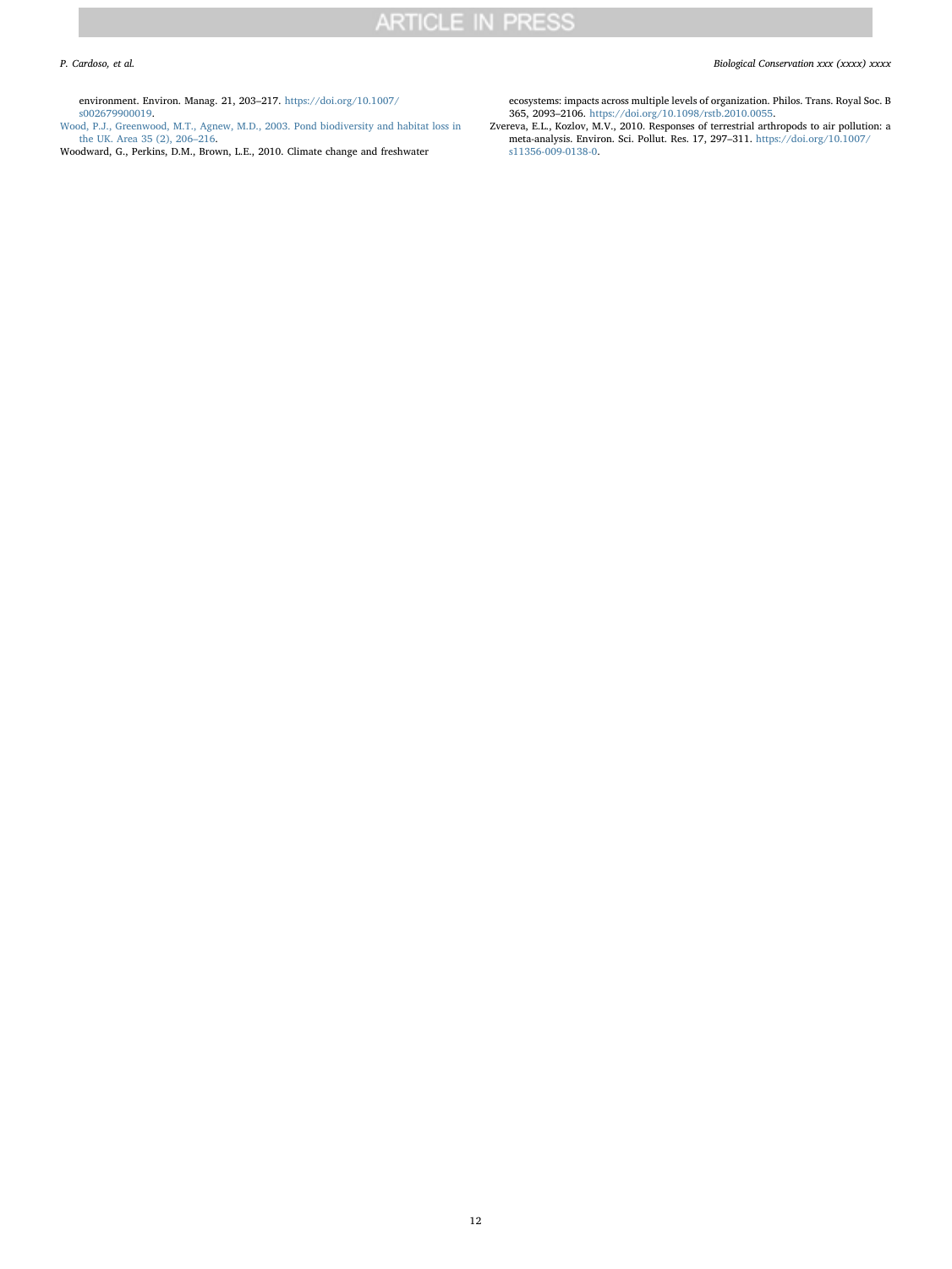environment. Environ. Manag. 21, 203–217. https://doi.org/10.1007/s002679900019.

Wood, P.J., Greenwood, M.T., Agnew, M.D., 2003. Pond biodiversity and habitat loss in the UK. Area 35 (2), 206–216.

Woodward, G., Perkins, D.M., Brown, L.E., 2010. Climate change and freshwater ecosystems: impacts across multiple levels of organization. Philos. Trans. Royal Soc. B 365, 2093–2106. https://doi.org/10.1098/rstb.2010.0055.

Zvereva, E.L., Kozlov, M.V., 2010. Responses of terrestrial arthropods to air pollution: a meta-analysis. Environ. Sci. Pollut. Res. 17, 297–311. https://doi.org/10.1007/s11356-009-0138-0.